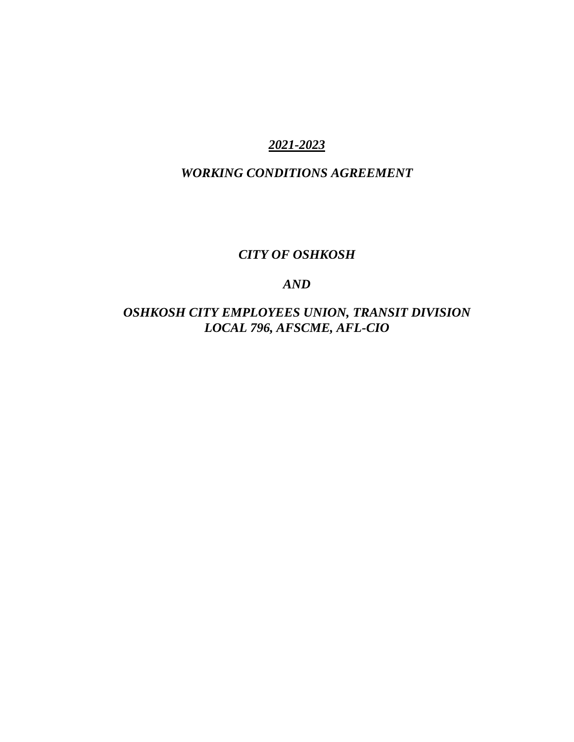***2021-2023***

***WORKING CONDITIONS AGREEMENT***

***CITY OF OSHKOSH***

***AND***

***OSHKOSH CITY EMPLOYEES UNION, TRANSIT DIVISION***
***LOCAL 796, AFSCME, AFL-CIO***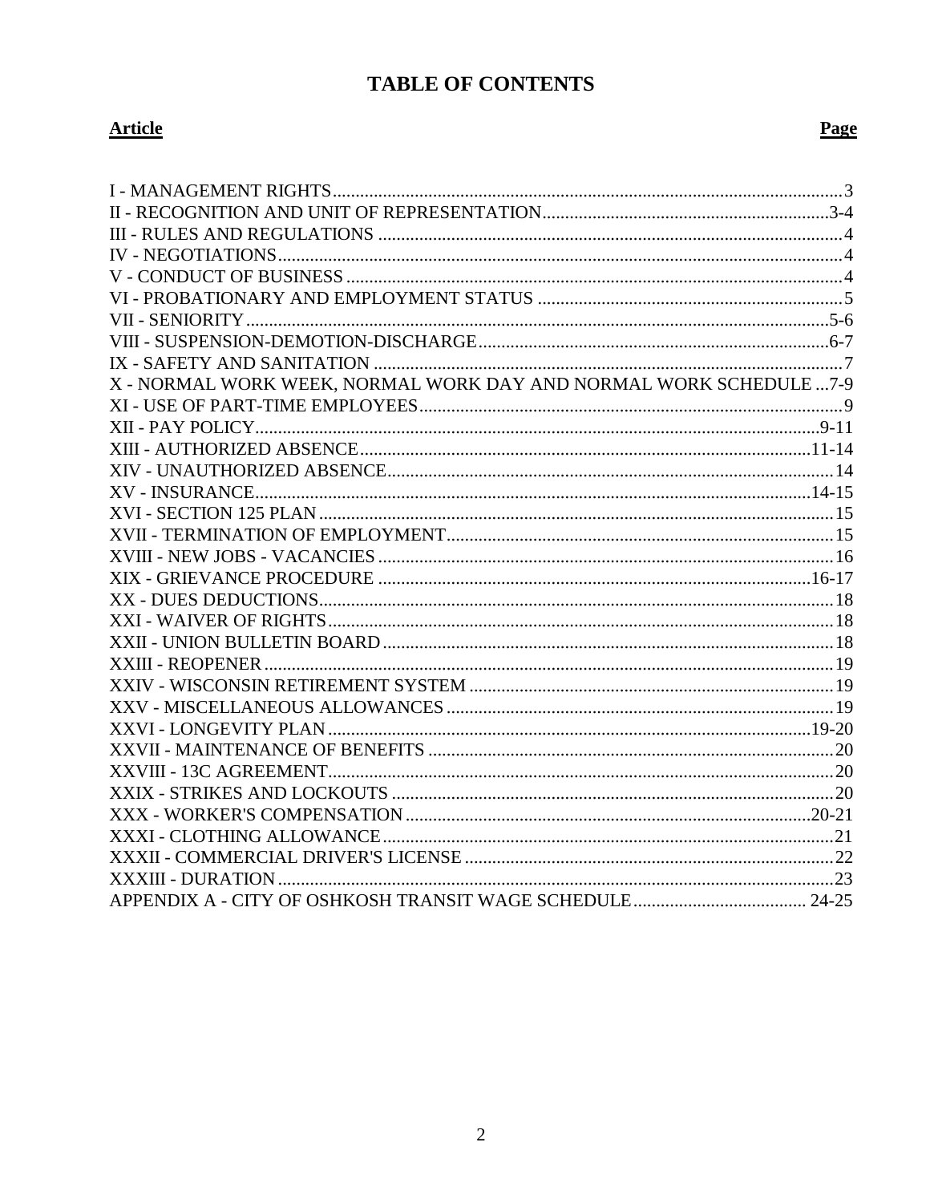# TABLE OF CONTENTS

| Article | Page |
|---|---|
| I - MANAGEMENT RIGHTS | 3 |
| II - RECOGNITION AND UNIT OF REPRESENTATION | 3-4 |
| III - RULES AND REGULATIONS | 4 |
| IV - NEGOTIATIONS | 4 |
| V - CONDUCT OF BUSINESS | 4 |
| VI - PROBATIONARY AND EMPLOYMENT STATUS | 5 |
| VII - SENIORITY | 5-6 |
| VIII - SUSPENSION-DEMOTION-DISCHARGE | 6-7 |
| IX - SAFETY AND SANITATION | 7 |
| X - NORMAL WORK WEEK, NORMAL WORK DAY AND NORMAL WORK SCHEDULE | 7-9 |
| XI - USE OF PART-TIME EMPLOYEES | 9 |
| XII - PAY POLICY | 9-11 |
| XIII - AUTHORIZED ABSENCE | 11-14 |
| XIV - UNAUTHORIZED ABSENCE | 14 |
| XV - INSURANCE | 14-15 |
| XVI - SECTION 125 PLAN | 15 |
| XVII - TERMINATION OF EMPLOYMENT | 15 |
| XVIII - NEW JOBS - VACANCIES | 16 |
| XIX - GRIEVANCE PROCEDURE | 16-17 |
| XX - DUES DEDUCTIONS | 18 |
| XXI - WAIVER OF RIGHTS | 18 |
| XXII - UNION BULLETIN BOARD | 18 |
| XXIII - REOPENER | 19 |
| XXIV - WISCONSIN RETIREMENT SYSTEM | 19 |
| XXV - MISCELLANEOUS ALLOWANCES | 19 |
| XXVI - LONGEVITY PLAN | 19-20 |
| XXVII - MAINTENANCE OF BENEFITS | 20 |
| XXVIII - 13C AGREEMENT | 20 |
| XXIX - STRIKES AND LOCKOUTS | 20 |
| XXX - WORKER'S COMPENSATION | 20-21 |
| XXXI - CLOTHING ALLOWANCE | 21 |
| XXXII - COMMERCIAL DRIVER'S LICENSE | 22 |
| XXXIII - DURATION | 23 |
| APPENDIX A - CITY OF OSHKOSH TRANSIT WAGE SCHEDULE | 24-25 |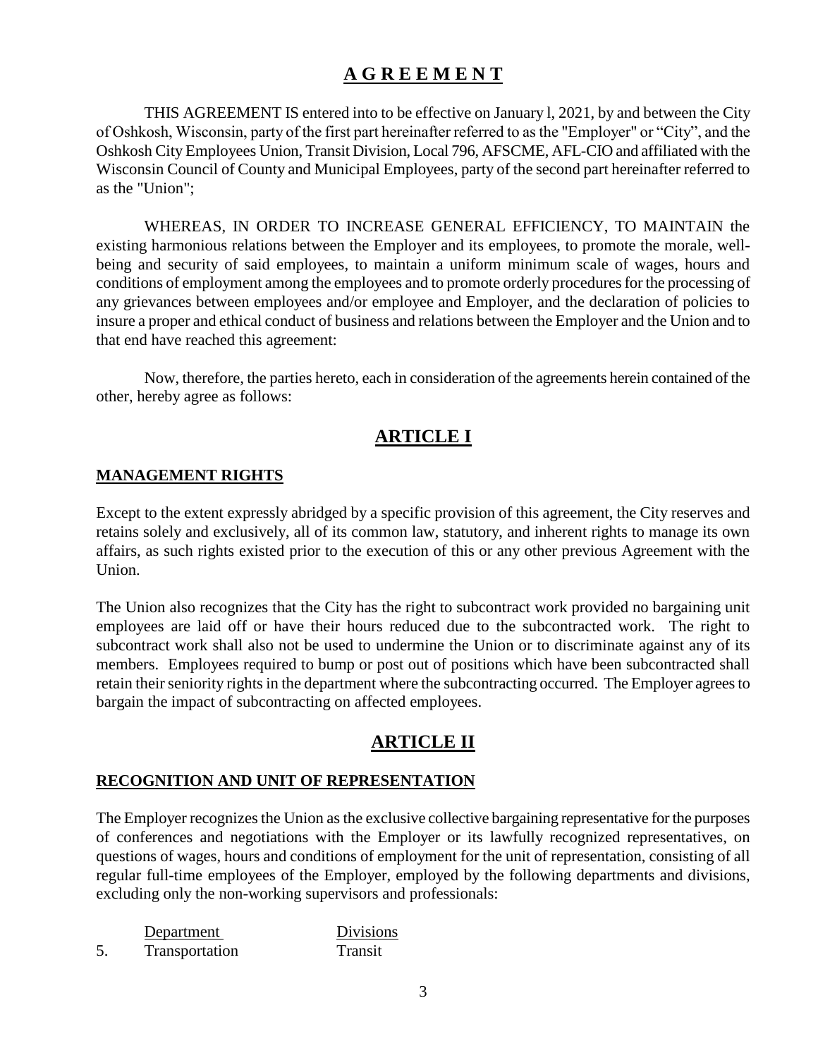# A G R E E M E N T

THIS AGREEMENT IS entered into to be effective on January l, 2021, by and between the City of Oshkosh, Wisconsin, party of the first part hereinafter referred to as the "Employer" or "City", and the Oshkosh City Employees Union, Transit Division, Local 796, AFSCME, AFL-CIO and affiliated with the Wisconsin Council of County and Municipal Employees, party of the second part hereinafter referred to as the "Union";

WHEREAS, IN ORDER TO INCREASE GENERAL EFFICIENCY, TO MAINTAIN the existing harmonious relations between the Employer and its employees, to promote the morale, well-being and security of said employees, to maintain a uniform minimum scale of wages, hours and conditions of employment among the employees and to promote orderly procedures for the processing of any grievances between employees and/or employee and Employer, and the declaration of policies to insure a proper and ethical conduct of business and relations between the Employer and the Union and to that end have reached this agreement:

Now, therefore, the parties hereto, each in consideration of the agreements herein contained of the other, hereby agree as follows:

## ARTICLE I

### MANAGEMENT RIGHTS

Except to the extent expressly abridged by a specific provision of this agreement, the City reserves and retains solely and exclusively, all of its common law, statutory, and inherent rights to manage its own affairs, as such rights existed prior to the execution of this or any other previous Agreement with the Union.

The Union also recognizes that the City has the right to subcontract work provided no bargaining unit employees are laid off or have their hours reduced due to the subcontracted work. The right to subcontract work shall also not be used to undermine the Union or to discriminate against any of its members. Employees required to bump or post out of positions which have been subcontracted shall retain their seniority rights in the department where the subcontracting occurred. The Employer agrees to bargain the impact of subcontracting on affected employees.

## ARTICLE II

### RECOGNITION AND UNIT OF REPRESENTATION

The Employer recognizes the Union as the exclusive collective bargaining representative for the purposes of conferences and negotiations with the Employer or its lawfully recognized representatives, on questions of wages, hours and conditions of employment for the unit of representation, consisting of all regular full-time employees of the Employer, employed by the following departments and divisions, excluding only the non-working supervisors and professionals:

| | Department | Divisions |
|---|---|---|
| 5. | Transportation | Transit |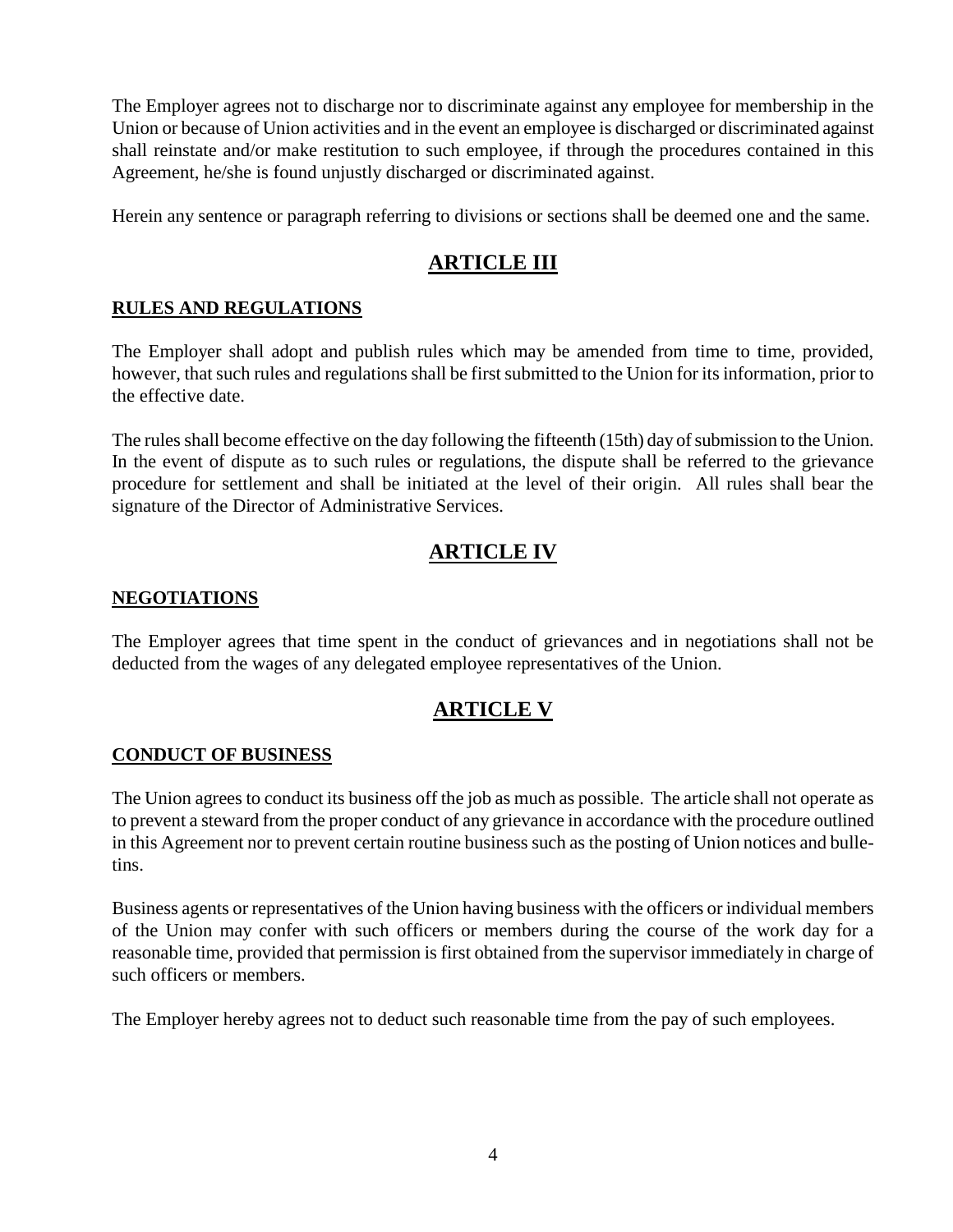The Employer agrees not to discharge nor to discriminate against any employee for membership in the Union or because of Union activities and in the event an employee is discharged or discriminated against shall reinstate and/or make restitution to such employee, if through the procedures contained in this Agreement, he/she is found unjustly discharged or discriminated against.

Herein any sentence or paragraph referring to divisions or sections shall be deemed one and the same.

## ARTICLE III

### RULES AND REGULATIONS

The Employer shall adopt and publish rules which may be amended from time to time, provided, however, that such rules and regulations shall be first submitted to the Union for its information, prior to the effective date.

The rules shall become effective on the day following the fifteenth (15th) day of submission to the Union. In the event of dispute as to such rules or regulations, the dispute shall be referred to the grievance procedure for settlement and shall be initiated at the level of their origin. All rules shall bear the signature of the Director of Administrative Services.

## ARTICLE IV

### NEGOTIATIONS

The Employer agrees that time spent in the conduct of grievances and in negotiations shall not be deducted from the wages of any delegated employee representatives of the Union.

## ARTICLE V

### CONDUCT OF BUSINESS

The Union agrees to conduct its business off the job as much as possible. The article shall not operate as to prevent a steward from the proper conduct of any grievance in accordance with the procedure outlined in this Agreement nor to prevent certain routine business such as the posting of Union notices and bulletins.

Business agents or representatives of the Union having business with the officers or individual members of the Union may confer with such officers or members during the course of the work day for a reasonable time, provided that permission is first obtained from the supervisor immediately in charge of such officers or members.

The Employer hereby agrees not to deduct such reasonable time from the pay of such employees.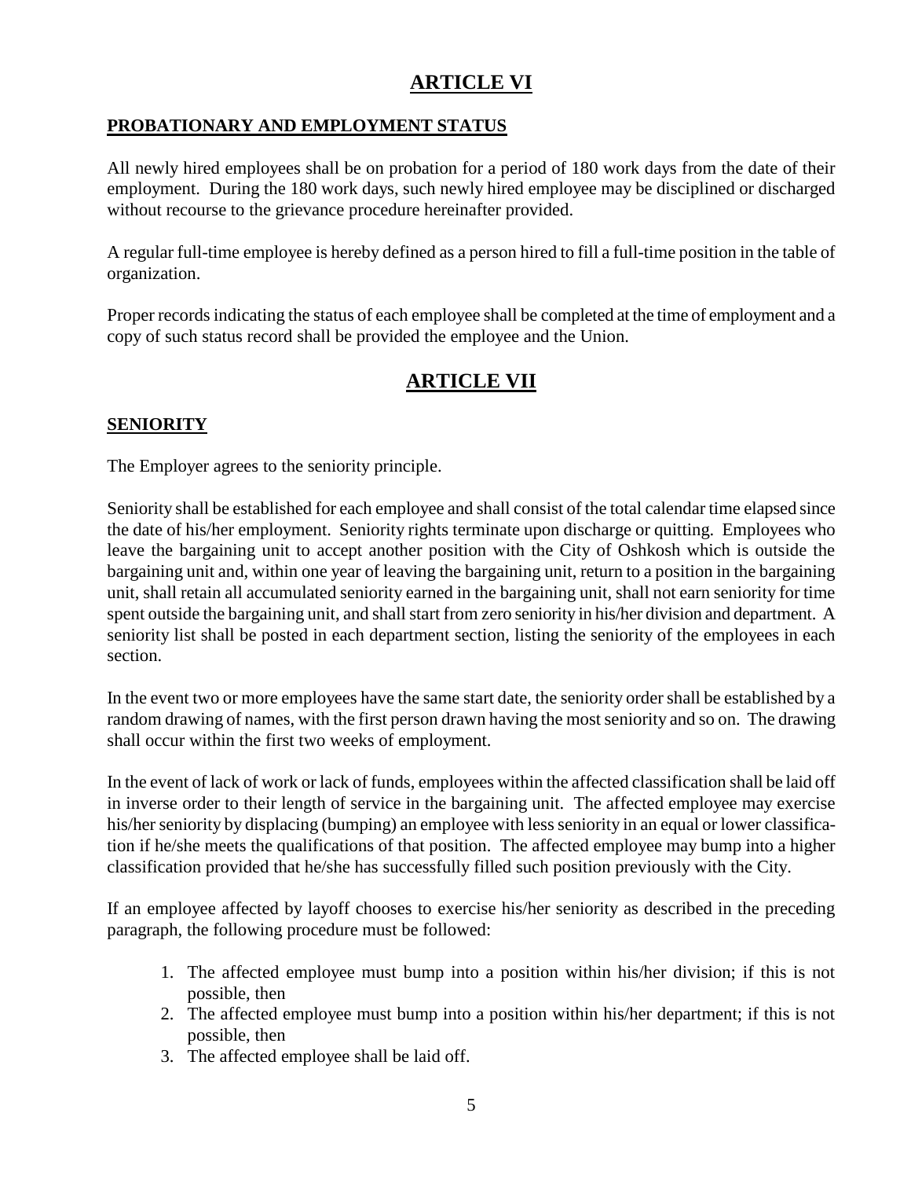# ARTICLE VI

## PROBATIONARY AND EMPLOYMENT STATUS

All newly hired employees shall be on probation for a period of 180 work days from the date of their employment. During the 180 work days, such newly hired employee may be disciplined or discharged without recourse to the grievance procedure hereinafter provided.

A regular full-time employee is hereby defined as a person hired to fill a full-time position in the table of organization.

Proper records indicating the status of each employee shall be completed at the time of employment and a copy of such status record shall be provided the employee and the Union.

# ARTICLE VII

## SENIORITY

The Employer agrees to the seniority principle.

Seniority shall be established for each employee and shall consist of the total calendar time elapsed since the date of his/her employment. Seniority rights terminate upon discharge or quitting. Employees who leave the bargaining unit to accept another position with the City of Oshkosh which is outside the bargaining unit and, within one year of leaving the bargaining unit, return to a position in the bargaining unit, shall retain all accumulated seniority earned in the bargaining unit, shall not earn seniority for time spent outside the bargaining unit, and shall start from zero seniority in his/her division and department. A seniority list shall be posted in each department section, listing the seniority of the employees in each section.

In the event two or more employees have the same start date, the seniority order shall be established by a random drawing of names, with the first person drawn having the most seniority and so on. The drawing shall occur within the first two weeks of employment.

In the event of lack of work or lack of funds, employees within the affected classification shall be laid off in inverse order to their length of service in the bargaining unit. The affected employee may exercise his/her seniority by displacing (bumping) an employee with less seniority in an equal or lower classification if he/she meets the qualifications of that position. The affected employee may bump into a higher classification provided that he/she has successfully filled such position previously with the City.

If an employee affected by layoff chooses to exercise his/her seniority as described in the preceding paragraph, the following procedure must be followed:

1. The affected employee must bump into a position within his/her division; if this is not possible, then
2. The affected employee must bump into a position within his/her department; if this is not possible, then
3. The affected employee shall be laid off.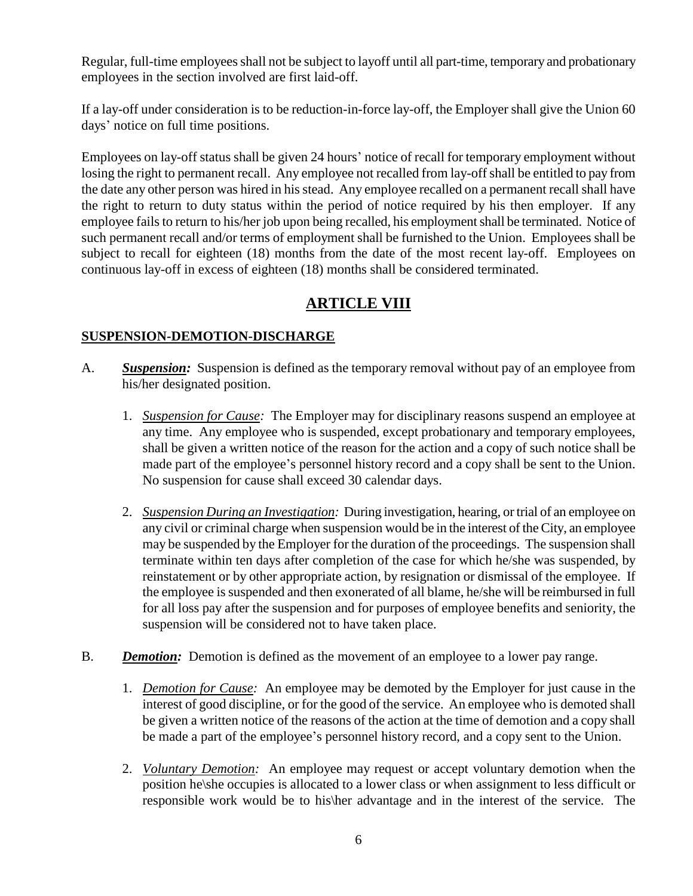Regular, full-time employees shall not be subject to layoff until all part-time, temporary and probationary employees in the section involved are first laid-off.

If a lay-off under consideration is to be reduction-in-force lay-off, the Employer shall give the Union 60 days' notice on full time positions.

Employees on lay-off status shall be given 24 hours' notice of recall for temporary employment without losing the right to permanent recall. Any employee not recalled from lay-off shall be entitled to pay from the date any other person was hired in his stead. Any employee recalled on a permanent recall shall have the right to return to duty status within the period of notice required by his then employer. If any employee fails to return to his/her job upon being recalled, his employment shall be terminated. Notice of such permanent recall and/or terms of employment shall be furnished to the Union. Employees shall be subject to recall for eighteen (18) months from the date of the most recent lay-off. Employees on continuous lay-off in excess of eighteen (18) months shall be considered terminated.

# ARTICLE VIII

## SUSPENSION-DEMOTION-DISCHARGE

A. ***Suspension:*** Suspension is defined as the temporary removal without pay of an employee from his/her designated position.

1. *Suspension for Cause:* The Employer may for disciplinary reasons suspend an employee at any time. Any employee who is suspended, except probationary and temporary employees, shall be given a written notice of the reason for the action and a copy of such notice shall be made part of the employee's personnel history record and a copy shall be sent to the Union. No suspension for cause shall exceed 30 calendar days.

2. *Suspension During an Investigation:* During investigation, hearing, or trial of an employee on any civil or criminal charge when suspension would be in the interest of the City, an employee may be suspended by the Employer for the duration of the proceedings. The suspension shall terminate within ten days after completion of the case for which he/she was suspended, by reinstatement or by other appropriate action, by resignation or dismissal of the employee. If the employee is suspended and then exonerated of all blame, he/she will be reimbursed in full for all loss pay after the suspension and for purposes of employee benefits and seniority, the suspension will be considered not to have taken place.

B. ***Demotion:*** Demotion is defined as the movement of an employee to a lower pay range.

1. *Demotion for Cause:* An employee may be demoted by the Employer for just cause in the interest of good discipline, or for the good of the service. An employee who is demoted shall be given a written notice of the reasons of the action at the time of demotion and a copy shall be made a part of the employee's personnel history record, and a copy sent to the Union.

2. *Voluntary Demotion:* An employee may request or accept voluntary demotion when the position he\she occupies is allocated to a lower class or when assignment to less difficult or responsible work would be to his\her advantage and in the interest of the service. The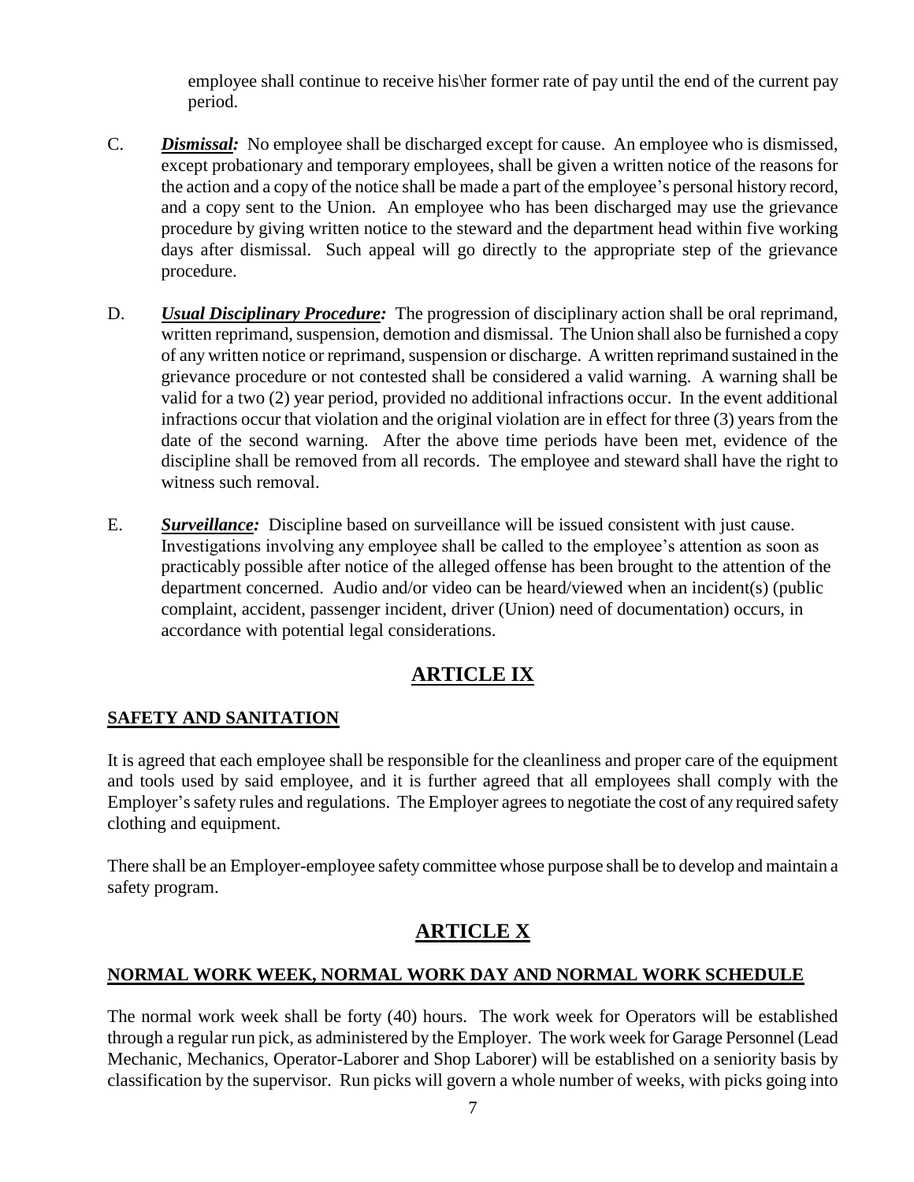employee shall continue to receive his\her former rate of pay until the end of the current pay period.

C. ***Dismissal:*** No employee shall be discharged except for cause. An employee who is dismissed, except probationary and temporary employees, shall be given a written notice of the reasons for the action and a copy of the notice shall be made a part of the employee's personal history record, and a copy sent to the Union. An employee who has been discharged may use the grievance procedure by giving written notice to the steward and the department head within five working days after dismissal. Such appeal will go directly to the appropriate step of the grievance procedure.

D. ***Usual Disciplinary Procedure:*** The progression of disciplinary action shall be oral reprimand, written reprimand, suspension, demotion and dismissal. The Union shall also be furnished a copy of any written notice or reprimand, suspension or discharge. A written reprimand sustained in the grievance procedure or not contested shall be considered a valid warning. A warning shall be valid for a two (2) year period, provided no additional infractions occur. In the event additional infractions occur that violation and the original violation are in effect for three (3) years from the date of the second warning. After the above time periods have been met, evidence of the discipline shall be removed from all records. The employee and steward shall have the right to witness such removal.

E. ***Surveillance:*** Discipline based on surveillance will be issued consistent with just cause. Investigations involving any employee shall be called to the employee's attention as soon as practicably possible after notice of the alleged offense has been brought to the attention of the department concerned. Audio and/or video can be heard/viewed when an incident(s) (public complaint, accident, passenger incident, driver (Union) need of documentation) occurs, in accordance with potential legal considerations.

# ARTICLE IX

## SAFETY AND SANITATION

It is agreed that each employee shall be responsible for the cleanliness and proper care of the equipment and tools used by said employee, and it is further agreed that all employees shall comply with the Employer's safety rules and regulations. The Employer agrees to negotiate the cost of any required safety clothing and equipment.

There shall be an Employer-employee safety committee whose purpose shall be to develop and maintain a safety program.

# ARTICLE X

## NORMAL WORK WEEK, NORMAL WORK DAY AND NORMAL WORK SCHEDULE

The normal work week shall be forty (40) hours. The work week for Operators will be established through a regular run pick, as administered by the Employer. The work week for Garage Personnel (Lead Mechanic, Mechanics, Operator-Laborer and Shop Laborer) will be established on a seniority basis by classification by the supervisor. Run picks will govern a whole number of weeks, with picks going into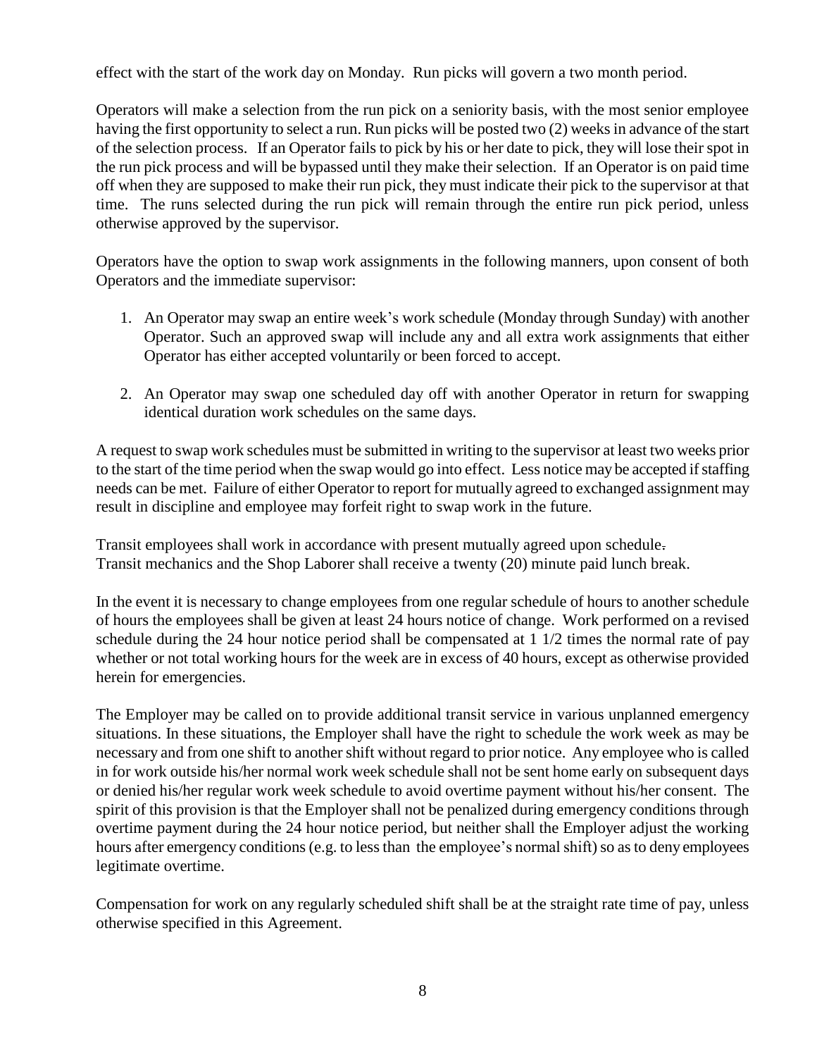effect with the start of the work day on Monday. Run picks will govern a two month period.

Operators will make a selection from the run pick on a seniority basis, with the most senior employee having the first opportunity to select a run. Run picks will be posted two (2) weeks in advance of the start of the selection process. If an Operator fails to pick by his or her date to pick, they will lose their spot in the run pick process and will be bypassed until they make their selection. If an Operator is on paid time off when they are supposed to make their run pick, they must indicate their pick to the supervisor at that time. The runs selected during the run pick will remain through the entire run pick period, unless otherwise approved by the supervisor.

Operators have the option to swap work assignments in the following manners, upon consent of both Operators and the immediate supervisor:

1. An Operator may swap an entire week's work schedule (Monday through Sunday) with another Operator. Such an approved swap will include any and all extra work assignments that either Operator has either accepted voluntarily or been forced to accept.

2. An Operator may swap one scheduled day off with another Operator in return for swapping identical duration work schedules on the same days.

A request to swap work schedules must be submitted in writing to the supervisor at least two weeks prior to the start of the time period when the swap would go into effect. Less notice may be accepted if staffing needs can be met. Failure of either Operator to report for mutually agreed to exchanged assignment may result in discipline and employee may forfeit right to swap work in the future.

Transit employees shall work in accordance with present mutually agreed upon schedule.
Transit mechanics and the Shop Laborer shall receive a twenty (20) minute paid lunch break.

In the event it is necessary to change employees from one regular schedule of hours to another schedule of hours the employees shall be given at least 24 hours notice of change. Work performed on a revised schedule during the 24 hour notice period shall be compensated at 1 1/2 times the normal rate of pay whether or not total working hours for the week are in excess of 40 hours, except as otherwise provided herein for emergencies.

The Employer may be called on to provide additional transit service in various unplanned emergency situations. In these situations, the Employer shall have the right to schedule the work week as may be necessary and from one shift to another shift without regard to prior notice. Any employee who is called in for work outside his/her normal work week schedule shall not be sent home early on subsequent days or denied his/her regular work week schedule to avoid overtime payment without his/her consent. The spirit of this provision is that the Employer shall not be penalized during emergency conditions through overtime payment during the 24 hour notice period, but neither shall the Employer adjust the working hours after emergency conditions (e.g. to less than the employee's normal shift) so as to deny employees legitimate overtime.

Compensation for work on any regularly scheduled shift shall be at the straight rate time of pay, unless otherwise specified in this Agreement.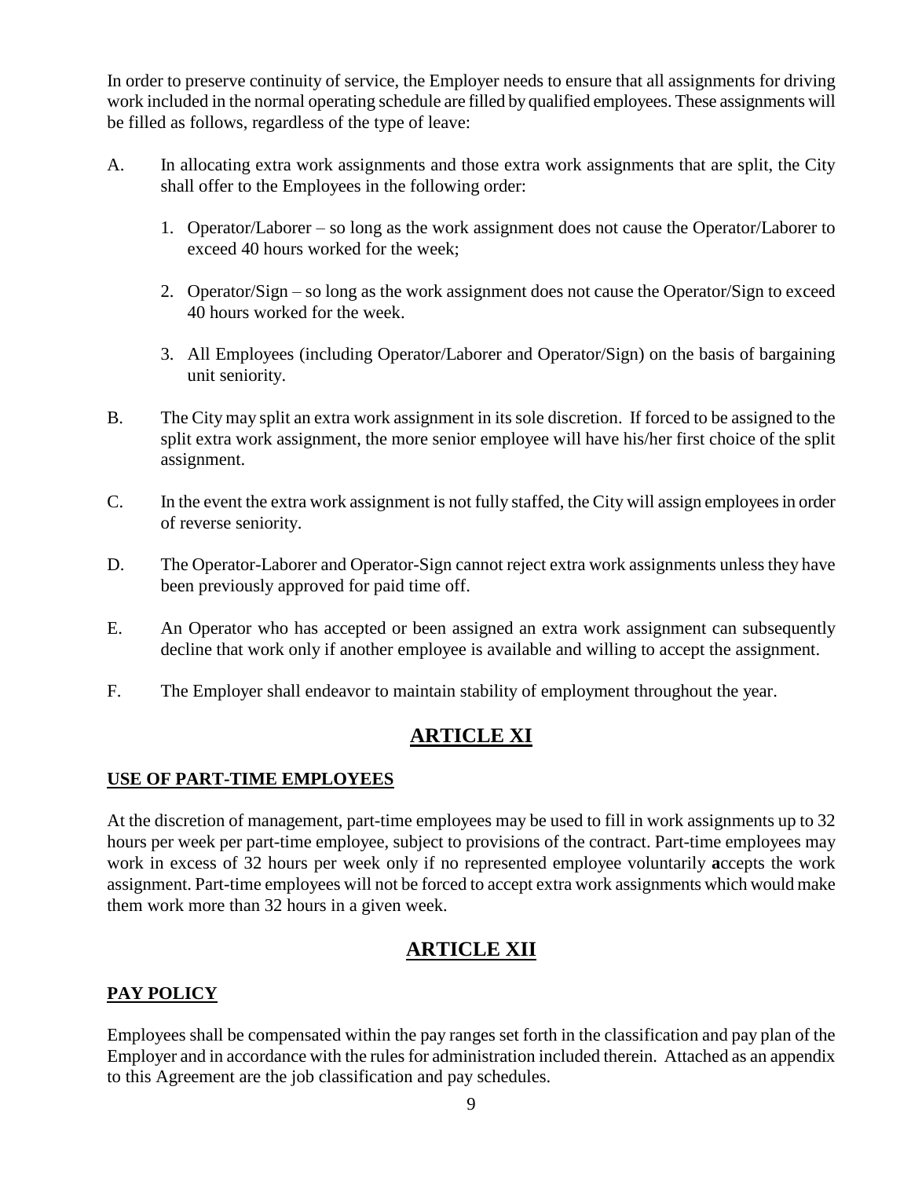In order to preserve continuity of service, the Employer needs to ensure that all assignments for driving work included in the normal operating schedule are filled by qualified employees. These assignments will be filled as follows, regardless of the type of leave:

A. In allocating extra work assignments and those extra work assignments that are split, the City shall offer to the Employees in the following order:

   1. Operator/Laborer – so long as the work assignment does not cause the Operator/Laborer to exceed 40 hours worked for the week;

   2. Operator/Sign – so long as the work assignment does not cause the Operator/Sign to exceed 40 hours worked for the week.

   3. All Employees (including Operator/Laborer and Operator/Sign) on the basis of bargaining unit seniority.

B. The City may split an extra work assignment in its sole discretion. If forced to be assigned to the split extra work assignment, the more senior employee will have his/her first choice of the split assignment.

C. In the event the extra work assignment is not fully staffed, the City will assign employees in order of reverse seniority.

D. The Operator-Laborer and Operator-Sign cannot reject extra work assignments unless they have been previously approved for paid time off.

E. An Operator who has accepted or been assigned an extra work assignment can subsequently decline that work only if another employee is available and willing to accept the assignment.

F. The Employer shall endeavor to maintain stability of employment throughout the year.

# ARTICLE XI

## USE OF PART-TIME EMPLOYEES

At the discretion of management, part-time employees may be used to fill in work assignments up to 32 hours per week per part-time employee, subject to provisions of the contract. Part-time employees may work in excess of 32 hours per week only if no represented employee voluntarily accepts the work assignment. Part-time employees will not be forced to accept extra work assignments which would make them work more than 32 hours in a given week.

# ARTICLE XII

## PAY POLICY

Employees shall be compensated within the pay ranges set forth in the classification and pay plan of the Employer and in accordance with the rules for administration included therein. Attached as an appendix to this Agreement are the job classification and pay schedules.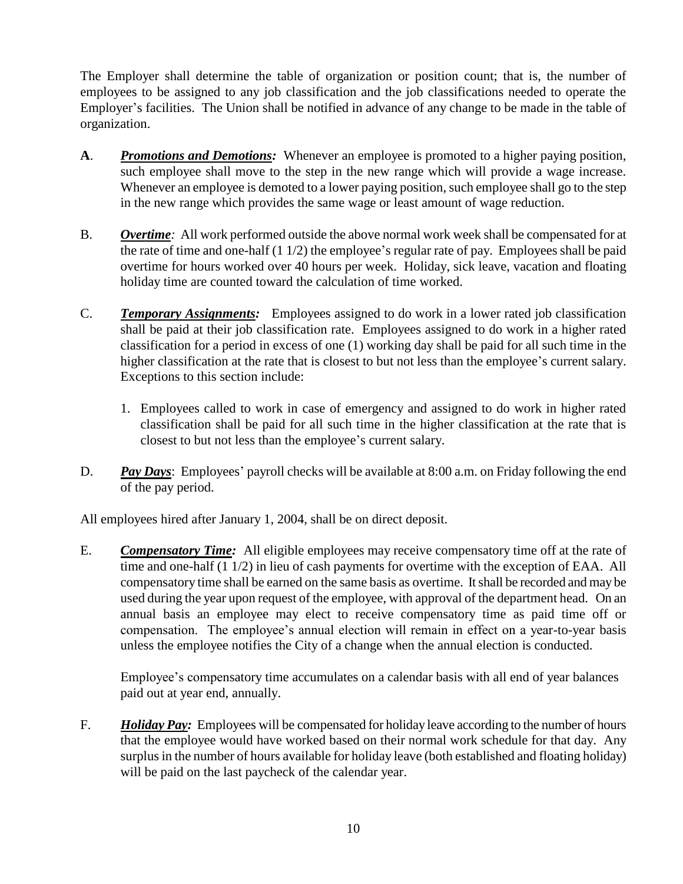The Employer shall determine the table of organization or position count; that is, the number of employees to be assigned to any job classification and the job classifications needed to operate the Employer's facilities. The Union shall be notified in advance of any change to be made in the table of organization.

**A**. ***Promotions and Demotions:*** Whenever an employee is promoted to a higher paying position, such employee shall move to the step in the new range which will provide a wage increase. Whenever an employee is demoted to a lower paying position, such employee shall go to the step in the new range which provides the same wage or least amount of wage reduction.

B. ***Overtime:*** All work performed outside the above normal work week shall be compensated for at the rate of time and one-half (1 1/2) the employee's regular rate of pay. Employees shall be paid overtime for hours worked over 40 hours per week. Holiday, sick leave, vacation and floating holiday time are counted toward the calculation of time worked.

C. ***Temporary Assignments:*** Employees assigned to do work in a lower rated job classification shall be paid at their job classification rate. Employees assigned to do work in a higher rated classification for a period in excess of one (1) working day shall be paid for all such time in the higher classification at the rate that is closest to but not less than the employee's current salary. Exceptions to this section include:

1. Employees called to work in case of emergency and assigned to do work in higher rated classification shall be paid for all such time in the higher classification at the rate that is closest to but not less than the employee's current salary.

D. ***Pay Days***: Employees' payroll checks will be available at 8:00 a.m. on Friday following the end of the pay period.

All employees hired after January 1, 2004, shall be on direct deposit.

E. ***Compensatory Time:*** All eligible employees may receive compensatory time off at the rate of time and one-half (1 1/2) in lieu of cash payments for overtime with the exception of EAA. All compensatory time shall be earned on the same basis as overtime. It shall be recorded and may be used during the year upon request of the employee, with approval of the department head. On an annual basis an employee may elect to receive compensatory time as paid time off or compensation. The employee's annual election will remain in effect on a year-to-year basis unless the employee notifies the City of a change when the annual election is conducted.

Employee's compensatory time accumulates on a calendar basis with all end of year balances paid out at year end, annually.

F. ***Holiday Pay:*** Employees will be compensated for holiday leave according to the number of hours that the employee would have worked based on their normal work schedule for that day. Any surplus in the number of hours available for holiday leave (both established and floating holiday) will be paid on the last paycheck of the calendar year.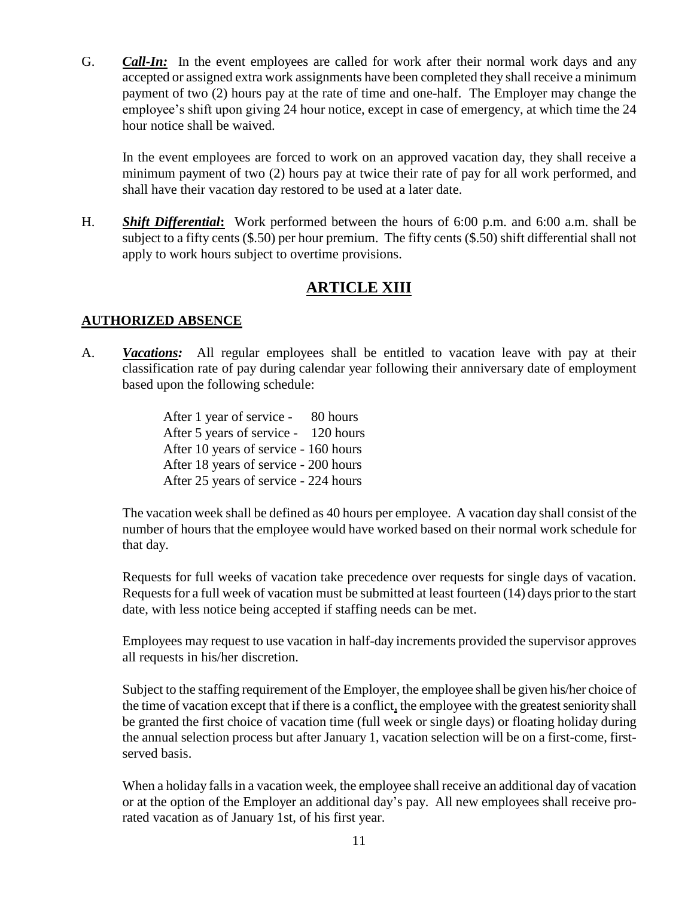G. ***Call-In:*** In the event employees are called for work after their normal work days and any accepted or assigned extra work assignments have been completed they shall receive a minimum payment of two (2) hours pay at the rate of time and one-half. The Employer may change the employee's shift upon giving 24 hour notice, except in case of emergency, at which time the 24 hour notice shall be waived.

In the event employees are forced to work on an approved vacation day, they shall receive a minimum payment of two (2) hours pay at twice their rate of pay for all work performed, and shall have their vacation day restored to be used at a later date.

H. ***Shift Differential*****:** Work performed between the hours of 6:00 p.m. and 6:00 a.m. shall be subject to a fifty cents ($.50) per hour premium. The fifty cents ($.50) shift differential shall not apply to work hours subject to overtime provisions.

## ARTICLE XIII

### AUTHORIZED ABSENCE

A. ***Vacations:*** All regular employees shall be entitled to vacation leave with pay at their classification rate of pay during calendar year following their anniversary date of employment based upon the following schedule:

After 1 year of service - 80 hours
After 5 years of service - 120 hours
After 10 years of service - 160 hours
After 18 years of service - 200 hours
After 25 years of service - 224 hours

The vacation week shall be defined as 40 hours per employee. A vacation day shall consist of the number of hours that the employee would have worked based on their normal work schedule for that day.

Requests for full weeks of vacation take precedence over requests for single days of vacation. Requests for a full week of vacation must be submitted at least fourteen (14) days prior to the start date, with less notice being accepted if staffing needs can be met.

Employees may request to use vacation in half-day increments provided the supervisor approves all requests in his/her discretion.

Subject to the staffing requirement of the Employer, the employee shall be given his/her choice of the time of vacation except that if there is a conflict, the employee with the greatest seniority shall be granted the first choice of vacation time (full week or single days) or floating holiday during the annual selection process but after January 1, vacation selection will be on a first-come, first-served basis.

When a holiday falls in a vacation week, the employee shall receive an additional day of vacation or at the option of the Employer an additional day's pay. All new employees shall receive pro-rated vacation as of January 1st, of his first year.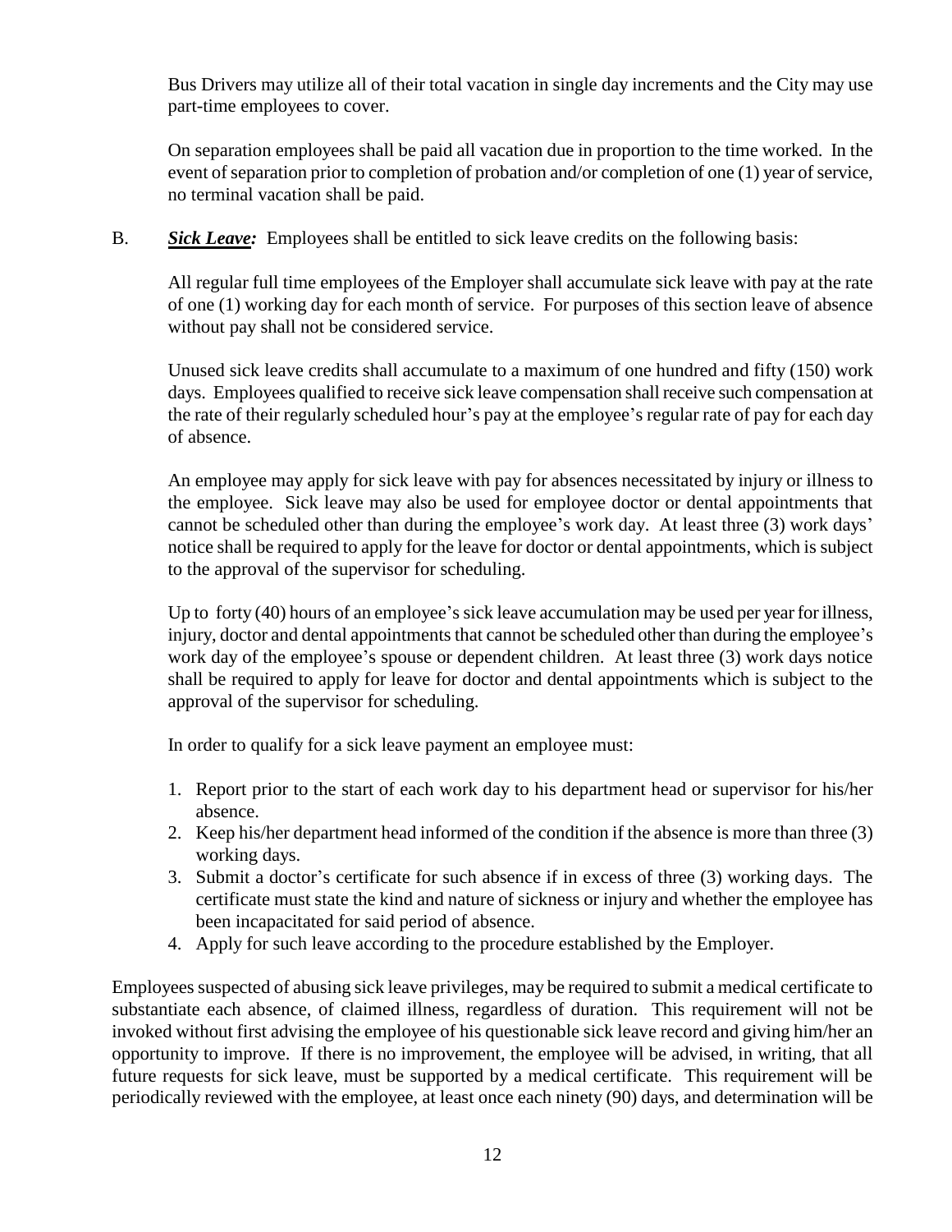Bus Drivers may utilize all of their total vacation in single day increments and the City may use part-time employees to cover.

On separation employees shall be paid all vacation due in proportion to the time worked. In the event of separation prior to completion of probation and/or completion of one (1) year of service, no terminal vacation shall be paid.

B. ***Sick Leave:*** Employees shall be entitled to sick leave credits on the following basis:

All regular full time employees of the Employer shall accumulate sick leave with pay at the rate of one (1) working day for each month of service. For purposes of this section leave of absence without pay shall not be considered service.

Unused sick leave credits shall accumulate to a maximum of one hundred and fifty (150) work days. Employees qualified to receive sick leave compensation shall receive such compensation at the rate of their regularly scheduled hour's pay at the employee's regular rate of pay for each day of absence.

An employee may apply for sick leave with pay for absences necessitated by injury or illness to the employee. Sick leave may also be used for employee doctor or dental appointments that cannot be scheduled other than during the employee's work day. At least three (3) work days' notice shall be required to apply for the leave for doctor or dental appointments, which is subject to the approval of the supervisor for scheduling.

Up to forty (40) hours of an employee's sick leave accumulation may be used per year for illness, injury, doctor and dental appointments that cannot be scheduled other than during the employee's work day of the employee's spouse or dependent children. At least three (3) work days notice shall be required to apply for leave for doctor and dental appointments which is subject to the approval of the supervisor for scheduling.

In order to qualify for a sick leave payment an employee must:

1. Report prior to the start of each work day to his department head or supervisor for his/her absence.
2. Keep his/her department head informed of the condition if the absence is more than three (3) working days.
3. Submit a doctor's certificate for such absence if in excess of three (3) working days. The certificate must state the kind and nature of sickness or injury and whether the employee has been incapacitated for said period of absence.
4. Apply for such leave according to the procedure established by the Employer.

Employees suspected of abusing sick leave privileges, may be required to submit a medical certificate to substantiate each absence, of claimed illness, regardless of duration. This requirement will not be invoked without first advising the employee of his questionable sick leave record and giving him/her an opportunity to improve. If there is no improvement, the employee will be advised, in writing, that all future requests for sick leave, must be supported by a medical certificate. This requirement will be periodically reviewed with the employee, at least once each ninety (90) days, and determination will be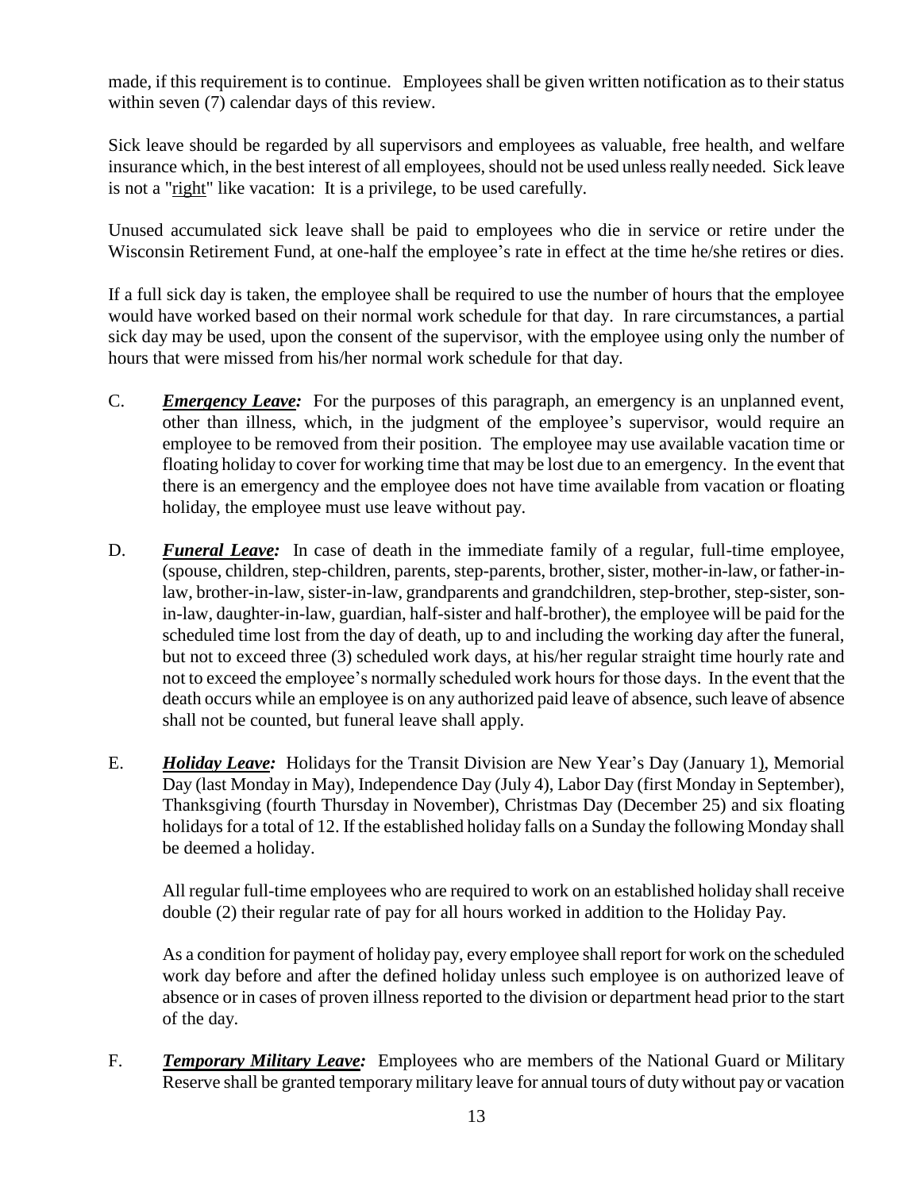made, if this requirement is to continue. Employees shall be given written notification as to their status within seven (7) calendar days of this review.

Sick leave should be regarded by all supervisors and employees as valuable, free health, and welfare insurance which, in the best interest of all employees, should not be used unless really needed. Sick leave is not a "right" like vacation: It is a privilege, to be used carefully.

Unused accumulated sick leave shall be paid to employees who die in service or retire under the Wisconsin Retirement Fund, at one-half the employee's rate in effect at the time he/she retires or dies.

If a full sick day is taken, the employee shall be required to use the number of hours that the employee would have worked based on their normal work schedule for that day. In rare circumstances, a partial sick day may be used, upon the consent of the supervisor, with the employee using only the number of hours that were missed from his/her normal work schedule for that day.

C. ***Emergency Leave:*** For the purposes of this paragraph, an emergency is an unplanned event, other than illness, which, in the judgment of the employee's supervisor, would require an employee to be removed from their position. The employee may use available vacation time or floating holiday to cover for working time that may be lost due to an emergency. In the event that there is an emergency and the employee does not have time available from vacation or floating holiday, the employee must use leave without pay.

D. ***Funeral Leave:*** In case of death in the immediate family of a regular, full-time employee, (spouse, children, step-children, parents, step-parents, brother, sister, mother-in-law, or father-in-law, brother-in-law, sister-in-law, grandparents and grandchildren, step-brother, step-sister, son-in-law, daughter-in-law, guardian, half-sister and half-brother), the employee will be paid for the scheduled time lost from the day of death, up to and including the working day after the funeral, but not to exceed three (3) scheduled work days, at his/her regular straight time hourly rate and not to exceed the employee's normally scheduled work hours for those days. In the event that the death occurs while an employee is on any authorized paid leave of absence, such leave of absence shall not be counted, but funeral leave shall apply.

E. ***Holiday Leave:*** Holidays for the Transit Division are New Year's Day (January 1), Memorial Day (last Monday in May), Independence Day (July 4), Labor Day (first Monday in September), Thanksgiving (fourth Thursday in November), Christmas Day (December 25) and six floating holidays for a total of 12. If the established holiday falls on a Sunday the following Monday shall be deemed a holiday.

All regular full-time employees who are required to work on an established holiday shall receive double (2) their regular rate of pay for all hours worked in addition to the Holiday Pay.

As a condition for payment of holiday pay, every employee shall report for work on the scheduled work day before and after the defined holiday unless such employee is on authorized leave of absence or in cases of proven illness reported to the division or department head prior to the start of the day.

F. ***Temporary Military Leave:*** Employees who are members of the National Guard or Military Reserve shall be granted temporary military leave for annual tours of duty without pay or vacation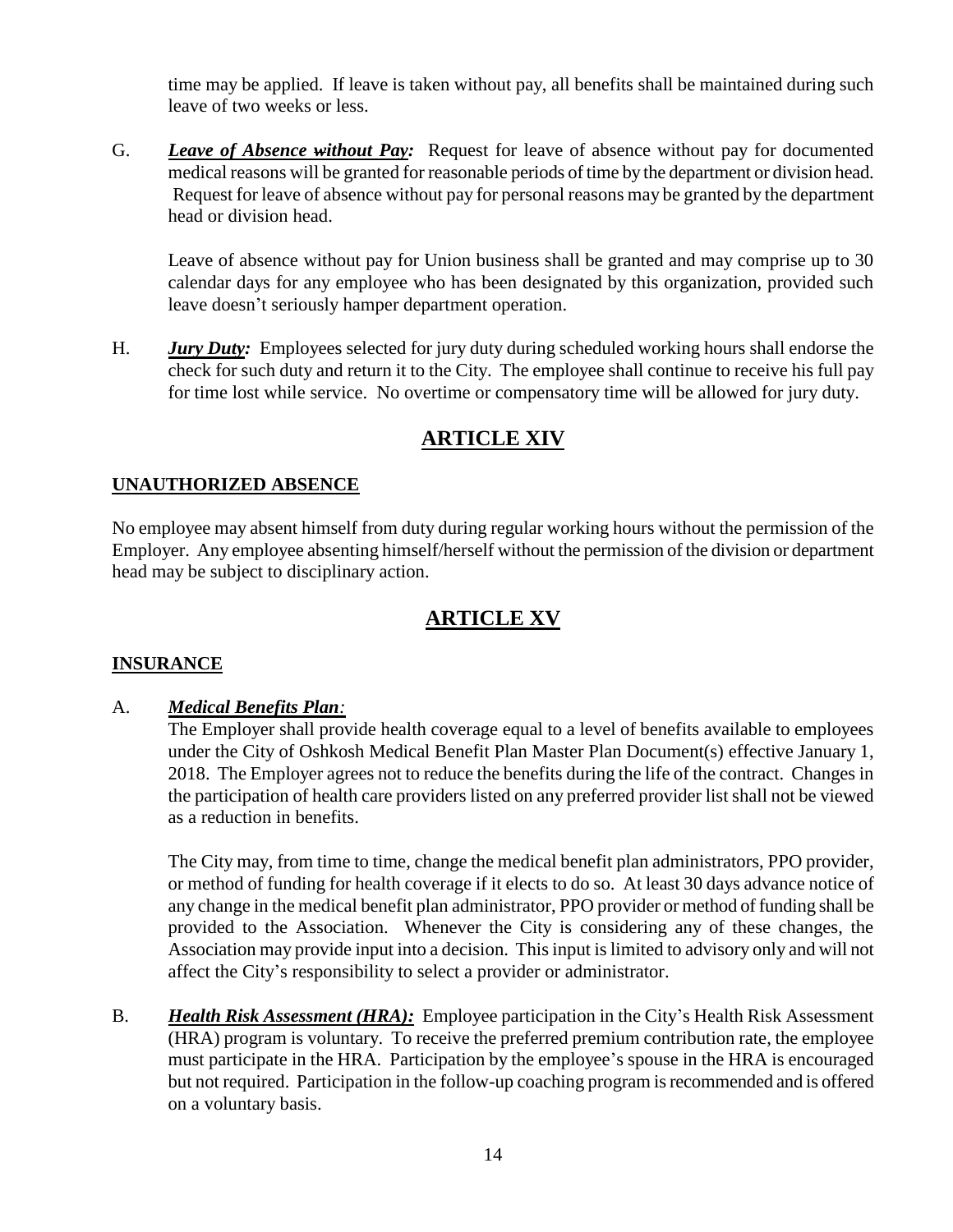time may be applied. If leave is taken without pay, all benefits shall be maintained during such leave of two weeks or less.

G. ***Leave of Absence without Pay:*** Request for leave of absence without pay for documented medical reasons will be granted for reasonable periods of time by the department or division head. Request for leave of absence without pay for personal reasons may be granted by the department head or division head.

Leave of absence without pay for Union business shall be granted and may comprise up to 30 calendar days for any employee who has been designated by this organization, provided such leave doesn't seriously hamper department operation.

H. ***Jury Duty:*** Employees selected for jury duty during scheduled working hours shall endorse the check for such duty and return it to the City. The employee shall continue to receive his full pay for time lost while service. No overtime or compensatory time will be allowed for jury duty.

# ARTICLE XIV

## UNAUTHORIZED ABSENCE

No employee may absent himself from duty during regular working hours without the permission of the Employer. Any employee absenting himself/herself without the permission of the division or department head may be subject to disciplinary action.

# ARTICLE XV

## INSURANCE

A. ***Medical Benefits Plan:***
The Employer shall provide health coverage equal to a level of benefits available to employees under the City of Oshkosh Medical Benefit Plan Master Plan Document(s) effective January 1, 2018. The Employer agrees not to reduce the benefits during the life of the contract. Changes in the participation of health care providers listed on any preferred provider list shall not be viewed as a reduction in benefits.

The City may, from time to time, change the medical benefit plan administrators, PPO provider, or method of funding for health coverage if it elects to do so. At least 30 days advance notice of any change in the medical benefit plan administrator, PPO provider or method of funding shall be provided to the Association. Whenever the City is considering any of these changes, the Association may provide input into a decision. This input is limited to advisory only and will not affect the City's responsibility to select a provider or administrator.

B. ***Health Risk Assessment (HRA):*** Employee participation in the City's Health Risk Assessment (HRA) program is voluntary. To receive the preferred premium contribution rate, the employee must participate in the HRA. Participation by the employee's spouse in the HRA is encouraged but not required. Participation in the follow-up coaching program is recommended and is offered on a voluntary basis.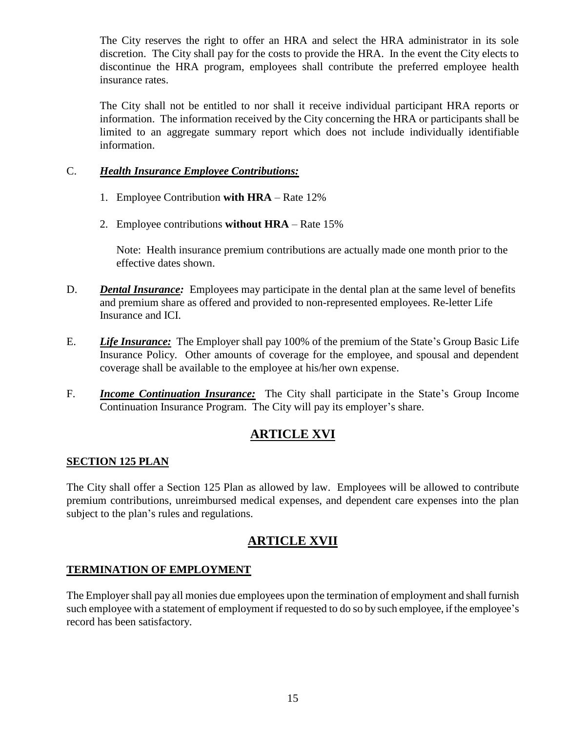The City reserves the right to offer an HRA and select the HRA administrator in its sole discretion. The City shall pay for the costs to provide the HRA. In the event the City elects to discontinue the HRA program, employees shall contribute the preferred employee health insurance rates.

The City shall not be entitled to nor shall it receive individual participant HRA reports or information. The information received by the City concerning the HRA or participants shall be limited to an aggregate summary report which does not include individually identifiable information.

C. ***Health Insurance Employee Contributions:***

1. Employee Contribution **with HRA** – Rate 12%
2. Employee contributions **without HRA** – Rate 15%

   Note: Health insurance premium contributions are actually made one month prior to the effective dates shown.

D. ***Dental Insurance:*** Employees may participate in the dental plan at the same level of benefits and premium share as offered and provided to non-represented employees. Re-letter Life Insurance and ICI.

E. ***Life Insurance:*** The Employer shall pay 100% of the premium of the State's Group Basic Life Insurance Policy. Other amounts of coverage for the employee, and spousal and dependent coverage shall be available to the employee at his/her own expense.

F. ***Income Continuation Insurance:*** The City shall participate in the State's Group Income Continuation Insurance Program. The City will pay its employer's share.

# ARTICLE XVI

## SECTION 125 PLAN

The City shall offer a Section 125 Plan as allowed by law. Employees will be allowed to contribute premium contributions, unreimbursed medical expenses, and dependent care expenses into the plan subject to the plan's rules and regulations.

# ARTICLE XVII

## TERMINATION OF EMPLOYMENT

The Employer shall pay all monies due employees upon the termination of employment and shall furnish such employee with a statement of employment if requested to do so by such employee, if the employee's record has been satisfactory.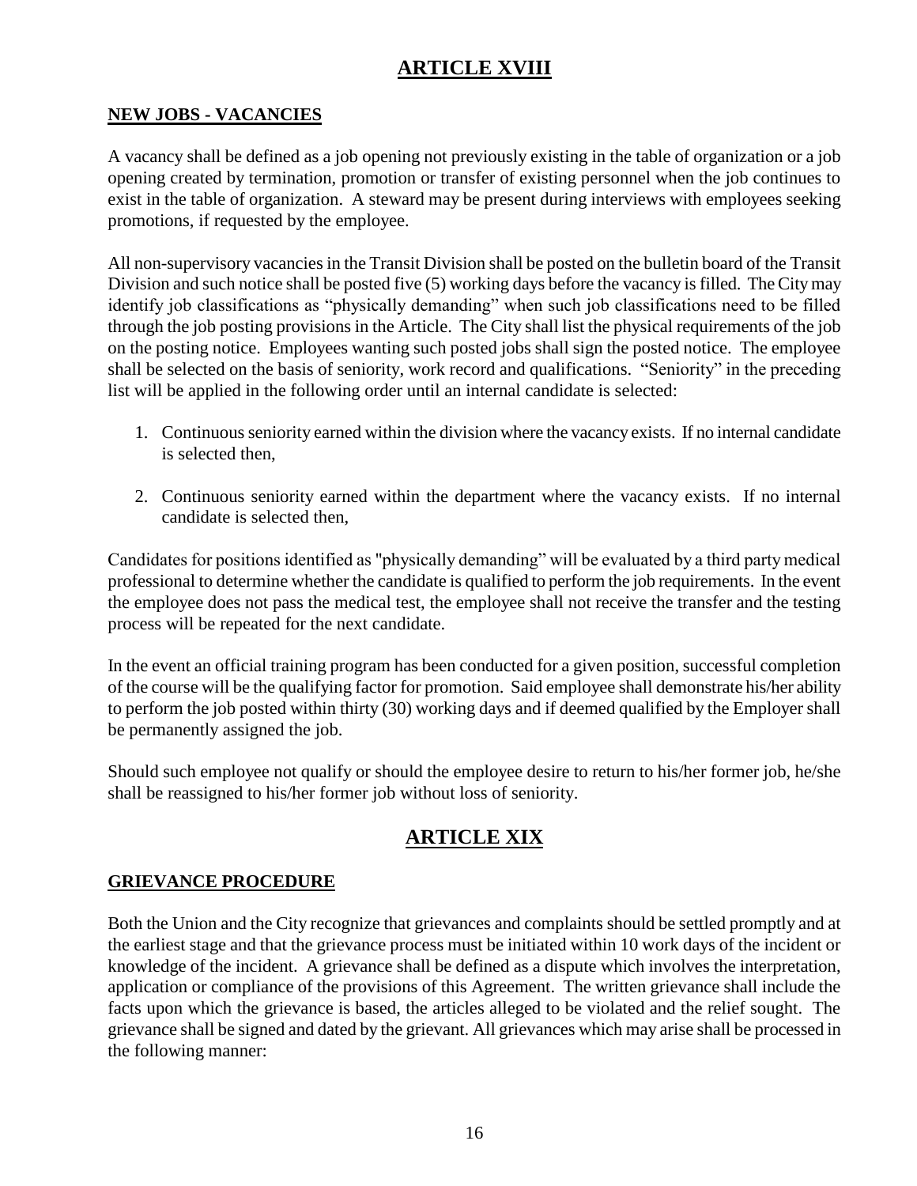# ARTICLE XVIII

## NEW JOBS - VACANCIES

A vacancy shall be defined as a job opening not previously existing in the table of organization or a job opening created by termination, promotion or transfer of existing personnel when the job continues to exist in the table of organization. A steward may be present during interviews with employees seeking promotions, if requested by the employee.

All non-supervisory vacancies in the Transit Division shall be posted on the bulletin board of the Transit Division and such notice shall be posted five (5) working days before the vacancy is filled. The City may identify job classifications as "physically demanding" when such job classifications need to be filled through the job posting provisions in the Article. The City shall list the physical requirements of the job on the posting notice. Employees wanting such posted jobs shall sign the posted notice. The employee shall be selected on the basis of seniority, work record and qualifications. "Seniority" in the preceding list will be applied in the following order until an internal candidate is selected:

1. Continuous seniority earned within the division where the vacancy exists. If no internal candidate is selected then,

2. Continuous seniority earned within the department where the vacancy exists. If no internal candidate is selected then,

Candidates for positions identified as "physically demanding" will be evaluated by a third party medical professional to determine whether the candidate is qualified to perform the job requirements. In the event the employee does not pass the medical test, the employee shall not receive the transfer and the testing process will be repeated for the next candidate.

In the event an official training program has been conducted for a given position, successful completion of the course will be the qualifying factor for promotion. Said employee shall demonstrate his/her ability to perform the job posted within thirty (30) working days and if deemed qualified by the Employer shall be permanently assigned the job.

Should such employee not qualify or should the employee desire to return to his/her former job, he/she shall be reassigned to his/her former job without loss of seniority.

# ARTICLE XIX

## GRIEVANCE PROCEDURE

Both the Union and the City recognize that grievances and complaints should be settled promptly and at the earliest stage and that the grievance process must be initiated within 10 work days of the incident or knowledge of the incident. A grievance shall be defined as a dispute which involves the interpretation, application or compliance of the provisions of this Agreement. The written grievance shall include the facts upon which the grievance is based, the articles alleged to be violated and the relief sought. The grievance shall be signed and dated by the grievant. All grievances which may arise shall be processed in the following manner: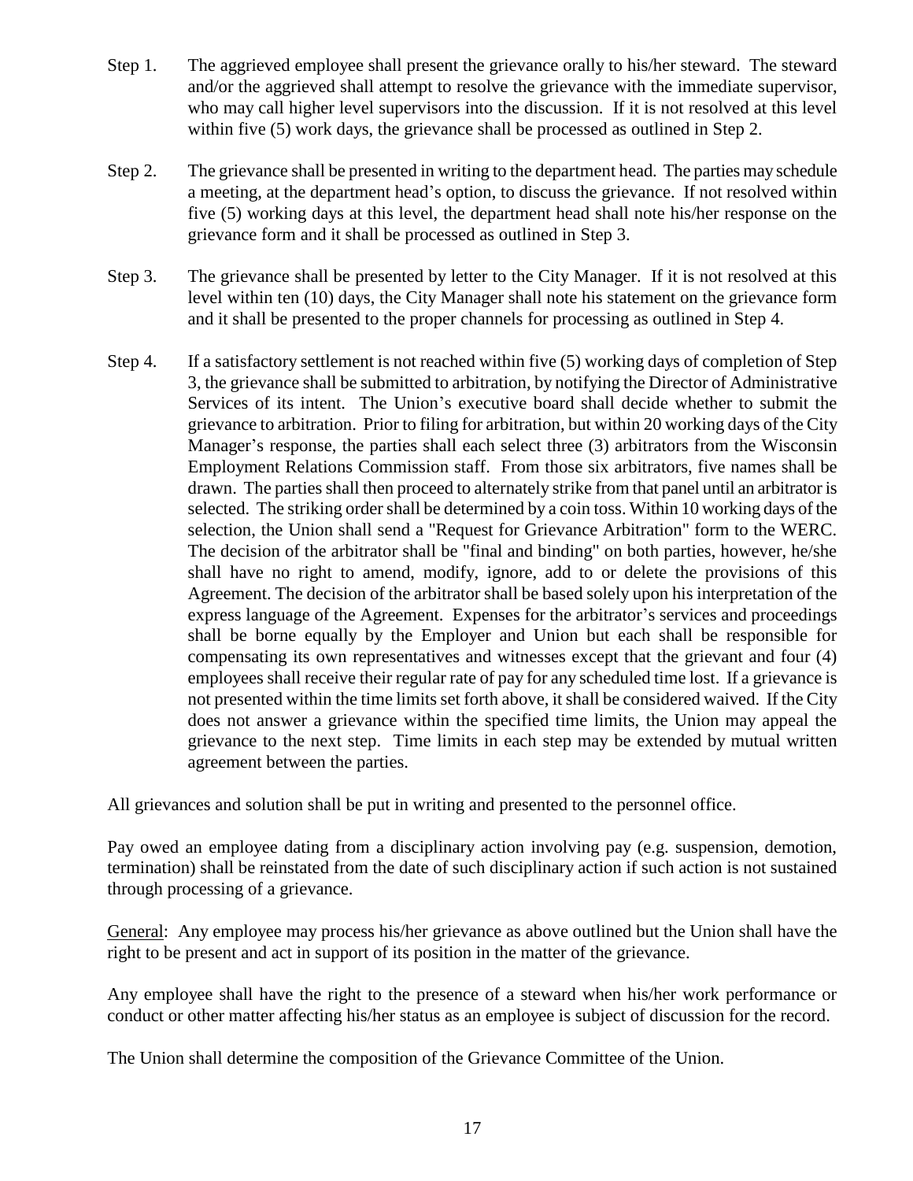Step 1. The aggrieved employee shall present the grievance orally to his/her steward. The steward and/or the aggrieved shall attempt to resolve the grievance with the immediate supervisor, who may call higher level supervisors into the discussion. If it is not resolved at this level within five (5) work days, the grievance shall be processed as outlined in Step 2.

Step 2. The grievance shall be presented in writing to the department head. The parties may schedule a meeting, at the department head's option, to discuss the grievance. If not resolved within five (5) working days at this level, the department head shall note his/her response on the grievance form and it shall be processed as outlined in Step 3.

Step 3. The grievance shall be presented by letter to the City Manager. If it is not resolved at this level within ten (10) days, the City Manager shall note his statement on the grievance form and it shall be presented to the proper channels for processing as outlined in Step 4.

Step 4. If a satisfactory settlement is not reached within five (5) working days of completion of Step 3, the grievance shall be submitted to arbitration, by notifying the Director of Administrative Services of its intent. The Union's executive board shall decide whether to submit the grievance to arbitration. Prior to filing for arbitration, but within 20 working days of the City Manager's response, the parties shall each select three (3) arbitrators from the Wisconsin Employment Relations Commission staff. From those six arbitrators, five names shall be drawn. The parties shall then proceed to alternately strike from that panel until an arbitrator is selected. The striking order shall be determined by a coin toss. Within 10 working days of the selection, the Union shall send a "Request for Grievance Arbitration" form to the WERC. The decision of the arbitrator shall be "final and binding" on both parties, however, he/she shall have no right to amend, modify, ignore, add to or delete the provisions of this Agreement. The decision of the arbitrator shall be based solely upon his interpretation of the express language of the Agreement. Expenses for the arbitrator's services and proceedings shall be borne equally by the Employer and Union but each shall be responsible for compensating its own representatives and witnesses except that the grievant and four (4) employees shall receive their regular rate of pay for any scheduled time lost. If a grievance is not presented within the time limits set forth above, it shall be considered waived. If the City does not answer a grievance within the specified time limits, the Union may appeal the grievance to the next step. Time limits in each step may be extended by mutual written agreement between the parties.

All grievances and solution shall be put in writing and presented to the personnel office.

Pay owed an employee dating from a disciplinary action involving pay (e.g. suspension, demotion, termination) shall be reinstated from the date of such disciplinary action if such action is not sustained through processing of a grievance.

General: Any employee may process his/her grievance as above outlined but the Union shall have the right to be present and act in support of its position in the matter of the grievance.

Any employee shall have the right to the presence of a steward when his/her work performance or conduct or other matter affecting his/her status as an employee is subject of discussion for the record.

The Union shall determine the composition of the Grievance Committee of the Union.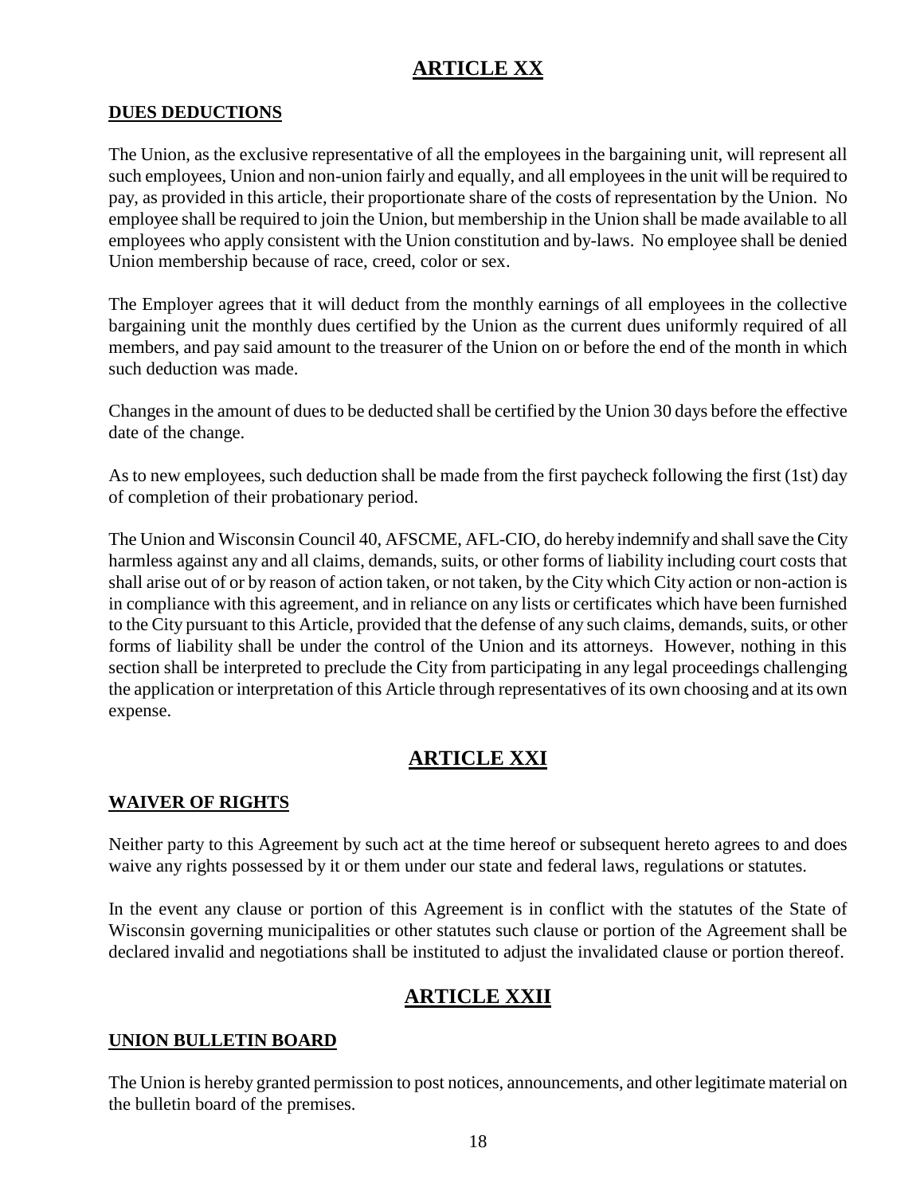# ARTICLE XX

## DUES DEDUCTIONS

The Union, as the exclusive representative of all the employees in the bargaining unit, will represent all such employees, Union and non-union fairly and equally, and all employees in the unit will be required to pay, as provided in this article, their proportionate share of the costs of representation by the Union. No employee shall be required to join the Union, but membership in the Union shall be made available to all employees who apply consistent with the Union constitution and by-laws. No employee shall be denied Union membership because of race, creed, color or sex.

The Employer agrees that it will deduct from the monthly earnings of all employees in the collective bargaining unit the monthly dues certified by the Union as the current dues uniformly required of all members, and pay said amount to the treasurer of the Union on or before the end of the month in which such deduction was made.

Changes in the amount of dues to be deducted shall be certified by the Union 30 days before the effective date of the change.

As to new employees, such deduction shall be made from the first paycheck following the first (1st) day of completion of their probationary period.

The Union and Wisconsin Council 40, AFSCME, AFL-CIO, do hereby indemnify and shall save the City harmless against any and all claims, demands, suits, or other forms of liability including court costs that shall arise out of or by reason of action taken, or not taken, by the City which City action or non-action is in compliance with this agreement, and in reliance on any lists or certificates which have been furnished to the City pursuant to this Article, provided that the defense of any such claims, demands, suits, or other forms of liability shall be under the control of the Union and its attorneys. However, nothing in this section shall be interpreted to preclude the City from participating in any legal proceedings challenging the application or interpretation of this Article through representatives of its own choosing and at its own expense.

# ARTICLE XXI

## WAIVER OF RIGHTS

Neither party to this Agreement by such act at the time hereof or subsequent hereto agrees to and does waive any rights possessed by it or them under our state and federal laws, regulations or statutes.

In the event any clause or portion of this Agreement is in conflict with the statutes of the State of Wisconsin governing municipalities or other statutes such clause or portion of the Agreement shall be declared invalid and negotiations shall be instituted to adjust the invalidated clause or portion thereof.

# ARTICLE XXII

## UNION BULLETIN BOARD

The Union is hereby granted permission to post notices, announcements, and other legitimate material on the bulletin board of the premises.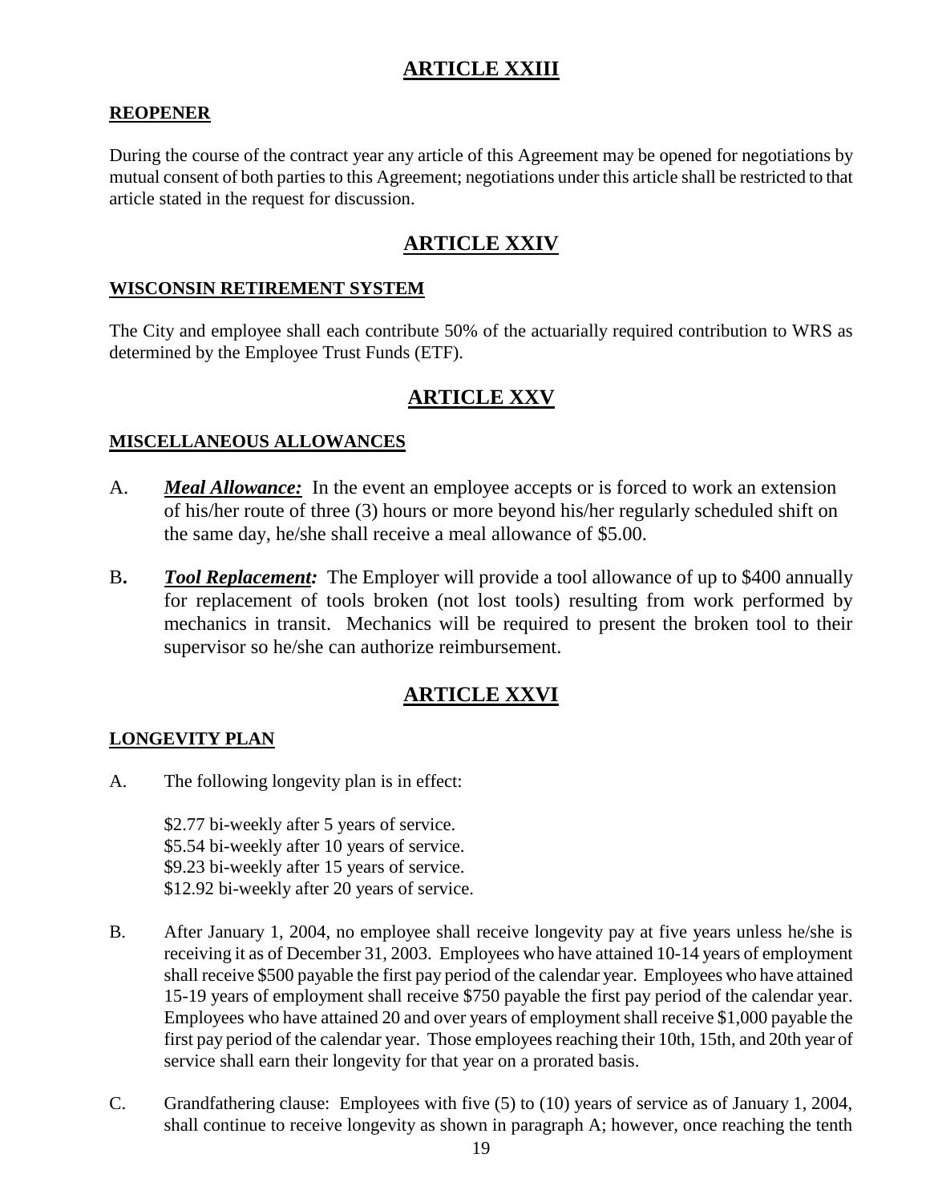# ARTICLE XXIII

## REOPENER

During the course of the contract year any article of this Agreement may be opened for negotiations by mutual consent of both parties to this Agreement; negotiations under this article shall be restricted to that article stated in the request for discussion.

# ARTICLE XXIV

## WISCONSIN RETIREMENT SYSTEM

The City and employee shall each contribute 50% of the actuarially required contribution to WRS as determined by the Employee Trust Funds (ETF).

# ARTICLE XXV

## MISCELLANEOUS ALLOWANCES

A. ***Meal Allowance:*** In the event an employee accepts or is forced to work an extension of his/her route of three (3) hours or more beyond his/her regularly scheduled shift on the same day, he/she shall receive a meal allowance of $5.00.

B. ***Tool Replacement:*** The Employer will provide a tool allowance of up to $400 annually for replacement of tools broken (not lost tools) resulting from work performed by mechanics in transit. Mechanics will be required to present the broken tool to their supervisor so he/she can authorize reimbursement.

# ARTICLE XXVI

## LONGEVITY PLAN

A. The following longevity plan is in effect:

$2.77 bi-weekly after 5 years of service.
$5.54 bi-weekly after 10 years of service.
$9.23 bi-weekly after 15 years of service.
$12.92 bi-weekly after 20 years of service.

B. After January 1, 2004, no employee shall receive longevity pay at five years unless he/she is receiving it as of December 31, 2003. Employees who have attained 10-14 years of employment shall receive $500 payable the first pay period of the calendar year. Employees who have attained 15-19 years of employment shall receive $750 payable the first pay period of the calendar year. Employees who have attained 20 and over years of employment shall receive $1,000 payable the first pay period of the calendar year. Those employees reaching their 10th, 15th, and 20th year of service shall earn their longevity for that year on a prorated basis.

C. Grandfathering clause: Employees with five (5) to (10) years of service as of January 1, 2004, shall continue to receive longevity as shown in paragraph A; however, once reaching the tenth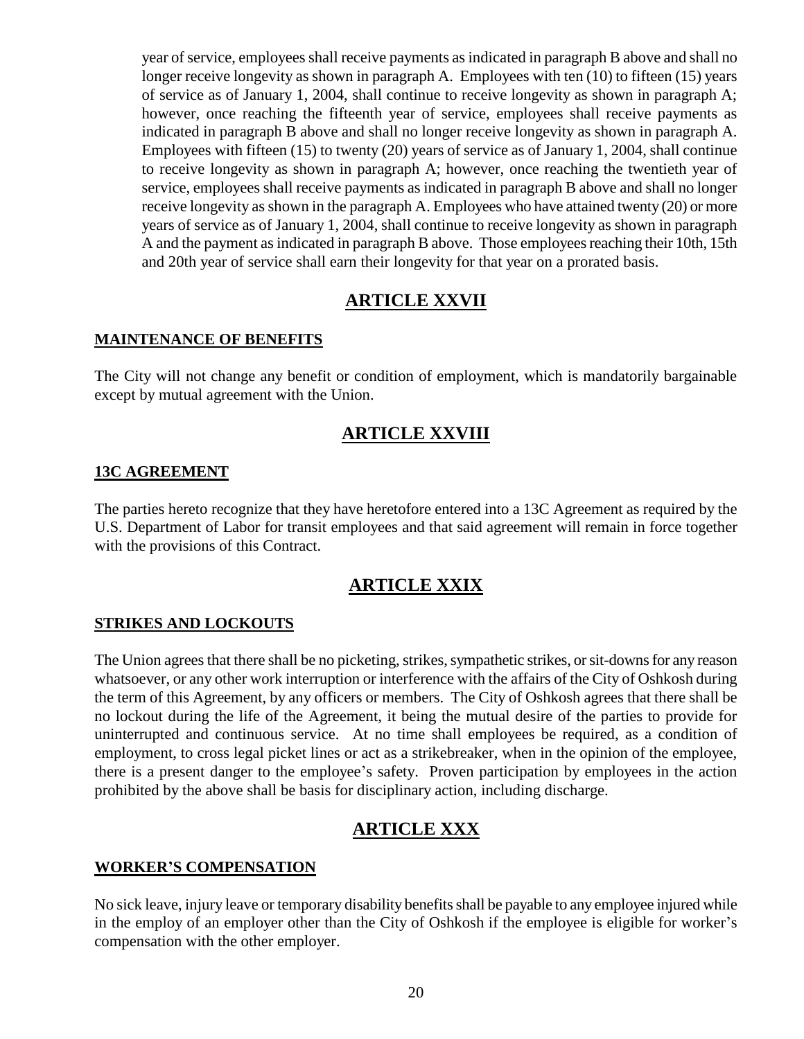year of service, employees shall receive payments as indicated in paragraph B above and shall no longer receive longevity as shown in paragraph A. Employees with ten (10) to fifteen (15) years of service as of January 1, 2004, shall continue to receive longevity as shown in paragraph A; however, once reaching the fifteenth year of service, employees shall receive payments as indicated in paragraph B above and shall no longer receive longevity as shown in paragraph A. Employees with fifteen (15) to twenty (20) years of service as of January 1, 2004, shall continue to receive longevity as shown in paragraph A; however, once reaching the twentieth year of service, employees shall receive payments as indicated in paragraph B above and shall no longer receive longevity as shown in the paragraph A. Employees who have attained twenty (20) or more years of service as of January 1, 2004, shall continue to receive longevity as shown in paragraph A and the payment as indicated in paragraph B above. Those employees reaching their 10th, 15th and 20th year of service shall earn their longevity for that year on a prorated basis.

## ARTICLE XXVII

### MAINTENANCE OF BENEFITS

The City will not change any benefit or condition of employment, which is mandatorily bargainable except by mutual agreement with the Union.

## ARTICLE XXVIII

### 13C AGREEMENT

The parties hereto recognize that they have heretofore entered into a 13C Agreement as required by the U.S. Department of Labor for transit employees and that said agreement will remain in force together with the provisions of this Contract.

## ARTICLE XXIX

### STRIKES AND LOCKOUTS

The Union agrees that there shall be no picketing, strikes, sympathetic strikes, or sit-downs for any reason whatsoever, or any other work interruption or interference with the affairs of the City of Oshkosh during the term of this Agreement, by any officers or members. The City of Oshkosh agrees that there shall be no lockout during the life of the Agreement, it being the mutual desire of the parties to provide for uninterrupted and continuous service. At no time shall employees be required, as a condition of employment, to cross legal picket lines or act as a strikebreaker, when in the opinion of the employee, there is a present danger to the employee's safety. Proven participation by employees in the action prohibited by the above shall be basis for disciplinary action, including discharge.

## ARTICLE XXX

### WORKER'S COMPENSATION

No sick leave, injury leave or temporary disability benefits shall be payable to any employee injured while in the employ of an employer other than the City of Oshkosh if the employee is eligible for worker's compensation with the other employer.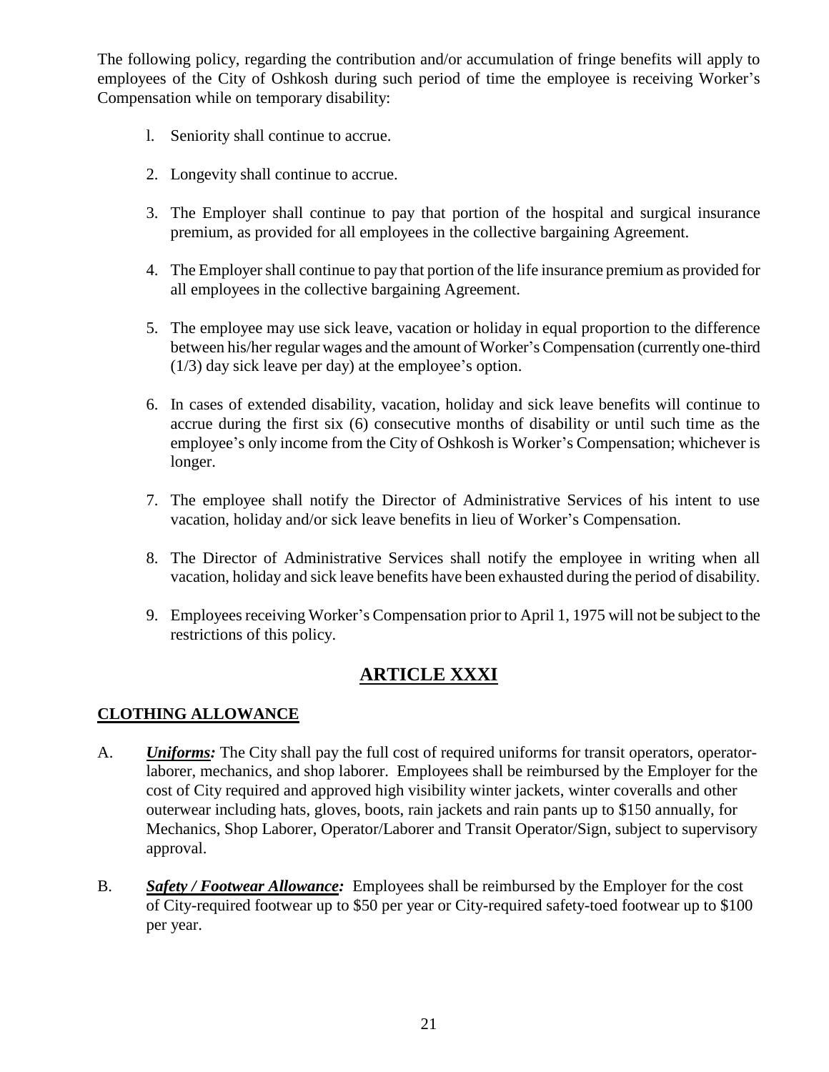The following policy, regarding the contribution and/or accumulation of fringe benefits will apply to employees of the City of Oshkosh during such period of time the employee is receiving Worker's Compensation while on temporary disability:

1. Seniority shall continue to accrue.
2. Longevity shall continue to accrue.
3. The Employer shall continue to pay that portion of the hospital and surgical insurance premium, as provided for all employees in the collective bargaining Agreement.
4. The Employer shall continue to pay that portion of the life insurance premium as provided for all employees in the collective bargaining Agreement.
5. The employee may use sick leave, vacation or holiday in equal proportion to the difference between his/her regular wages and the amount of Worker's Compensation (currently one-third (1/3) day sick leave per day) at the employee's option.
6. In cases of extended disability, vacation, holiday and sick leave benefits will continue to accrue during the first six (6) consecutive months of disability or until such time as the employee's only income from the City of Oshkosh is Worker's Compensation; whichever is longer.
7. The employee shall notify the Director of Administrative Services of his intent to use vacation, holiday and/or sick leave benefits in lieu of Worker's Compensation.
8. The Director of Administrative Services shall notify the employee in writing when all vacation, holiday and sick leave benefits have been exhausted during the period of disability.
9. Employees receiving Worker's Compensation prior to April 1, 1975 will not be subject to the restrictions of this policy.

# ARTICLE XXXI

## CLOTHING ALLOWANCE

A. ***Uniforms:*** The City shall pay the full cost of required uniforms for transit operators, operator-laborer, mechanics, and shop laborer. Employees shall be reimbursed by the Employer for the cost of City required and approved high visibility winter jackets, winter coveralls and other outerwear including hats, gloves, boots, rain jackets and rain pants up to $150 annually, for Mechanics, Shop Laborer, Operator/Laborer and Transit Operator/Sign, subject to supervisory approval.

B. ***Safety / Footwear Allowance:*** Employees shall be reimbursed by the Employer for the cost of City-required footwear up to $50 per year or City-required safety-toed footwear up to $100 per year.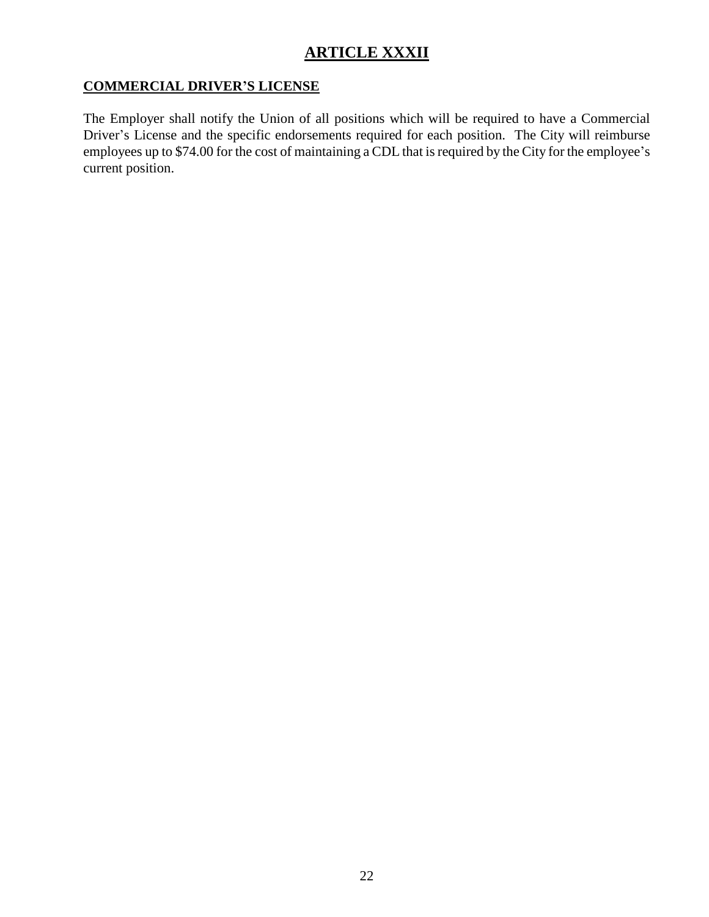# ARTICLE XXXII

## COMMERCIAL DRIVER'S LICENSE

The Employer shall notify the Union of all positions which will be required to have a Commercial Driver's License and the specific endorsements required for each position. The City will reimburse employees up to $74.00 for the cost of maintaining a CDL that is required by the City for the employee's current position.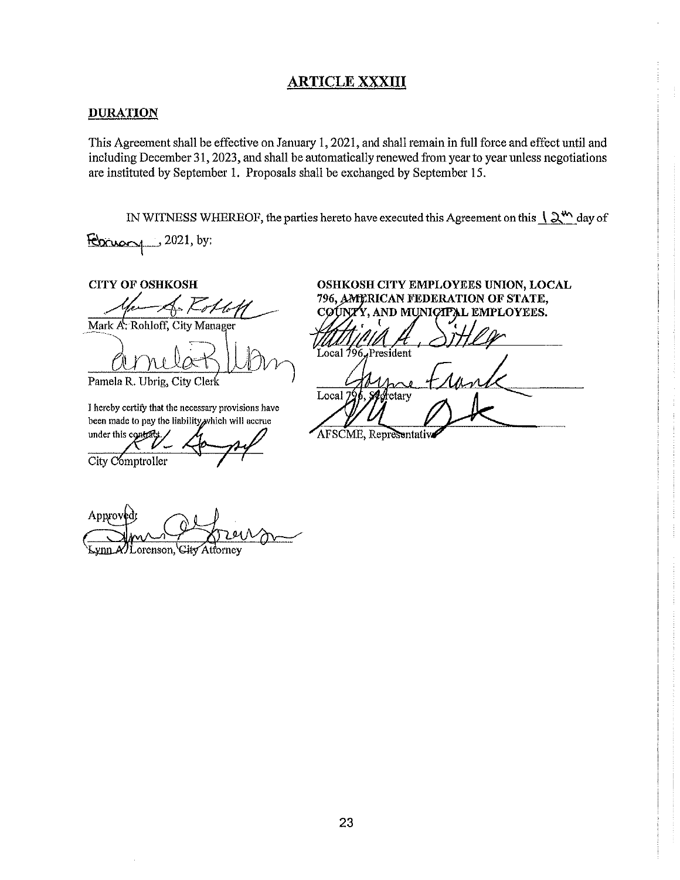## ARTICLE XXXIII

### DURATION

This Agreement shall be effective on January 1, 2021, and shall remain in full force and effect until and including December 31, 2023, and shall be automatically renewed from year to year unless negotiations are instituted by September 1. Proposals shall be exchanged by September 15.

IN WITNESS WHEREOF, the parties hereto have executed this Agreement on this 12th day of February, 2021, by:

**CITY OF OSHKOSH**

Mark A. Rohloff, City Manager

Pamela R. Ubrig, City Clerk

I hereby certify that the necessary provisions have been made to pay the liability which will accrue under this contract.

City Comptroller

**OSHKOSH CITY EMPLOYEES UNION, LOCAL 796, AMERICAN FEDERATION OF STATE, COUNTY, AND MUNICIPAL EMPLOYEES.**

Local 796, President

Local 796, Secretary

AFSCME, Representative

Approved:

Lynn A. Lorenson, City Attorney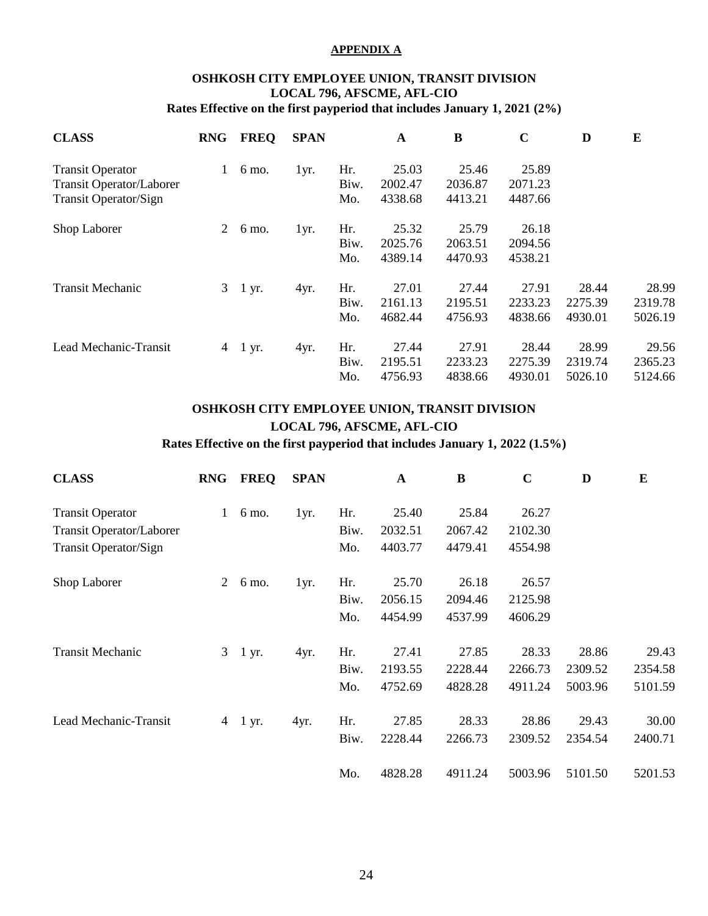**APPENDIX A**

### OSHKOSH CITY EMPLOYEE UNION, TRANSIT DIVISION
### LOCAL 796, AFSCME, AFL-CIO
### Rates Effective on the first payperiod that includes January 1, 2021 (2%)

| CLASS | RNG | FREQ | SPAN | | A | B | C | D | E |
|---|---|---|---|---|---|---|---|---|---|
| Transit Operator | 1 | 6 mo. | 1yr. | Hr. | 25.03 | 25.46 | 25.89 | | |
| Transit Operator/Laborer | | | | Biw. | 2002.47 | 2036.87 | 2071.23 | | |
| Transit Operator/Sign | | | | Mo. | 4338.68 | 4413.21 | 4487.66 | | |
| Shop Laborer | 2 | 6 mo. | 1yr. | Hr. | 25.32 | 25.79 | 26.18 | | |
| | | | | Biw. | 2025.76 | 2063.51 | 2094.56 | | |
| | | | | Mo. | 4389.14 | 4470.93 | 4538.21 | | |
| Transit Mechanic | 3 | 1 yr. | 4yr. | Hr. | 27.01 | 27.44 | 27.91 | 28.44 | 28.99 |
| | | | | Biw. | 2161.13 | 2195.51 | 2233.23 | 2275.39 | 2319.78 |
| | | | | Mo. | 4682.44 | 4756.93 | 4838.66 | 4930.01 | 5026.19 |
| Lead Mechanic-Transit | 4 | 1 yr. | 4yr. | Hr. | 27.44 | 27.91 | 28.44 | 28.99 | 29.56 |
| | | | | Biw. | 2195.51 | 2233.23 | 2275.39 | 2319.74 | 2365.23 |
| | | | | Mo. | 4756.93 | 4838.66 | 4930.01 | 5026.10 | 5124.66 |

### OSHKOSH CITY EMPLOYEE UNION, TRANSIT DIVISION
### LOCAL 796, AFSCME, AFL-CIO
### Rates Effective on the first payperiod that includes January 1, 2022 (1.5%)

| CLASS | RNG | FREQ | SPAN | | A | B | C | D | E |
|---|---|---|---|---|---|---|---|---|---|
| Transit Operator | 1 | 6 mo. | 1yr. | Hr. | 25.40 | 25.84 | 26.27 | | |
| Transit Operator/Laborer | | | | Biw. | 2032.51 | 2067.42 | 2102.30 | | |
| Transit Operator/Sign | | | | Mo. | 4403.77 | 4479.41 | 4554.98 | | |
| Shop Laborer | 2 | 6 mo. | 1yr. | Hr. | 25.70 | 26.18 | 26.57 | | |
| | | | | Biw. | 2056.15 | 2094.46 | 2125.98 | | |
| | | | | Mo. | 4454.99 | 4537.99 | 4606.29 | | |
| Transit Mechanic | 3 | 1 yr. | 4yr. | Hr. | 27.41 | 27.85 | 28.33 | 28.86 | 29.43 |
| | | | | Biw. | 2193.55 | 2228.44 | 2266.73 | 2309.52 | 2354.58 |
| | | | | Mo. | 4752.69 | 4828.28 | 4911.24 | 5003.96 | 5101.59 |
| Lead Mechanic-Transit | 4 | 1 yr. | 4yr. | Hr. | 27.85 | 28.33 | 28.86 | 29.43 | 30.00 |
| | | | | Biw. | 2228.44 | 2266.73 | 2309.52 | 2354.54 | 2400.71 |
| | | | | Mo. | 4828.28 | 4911.24 | 5003.96 | 5101.50 | 5201.53 |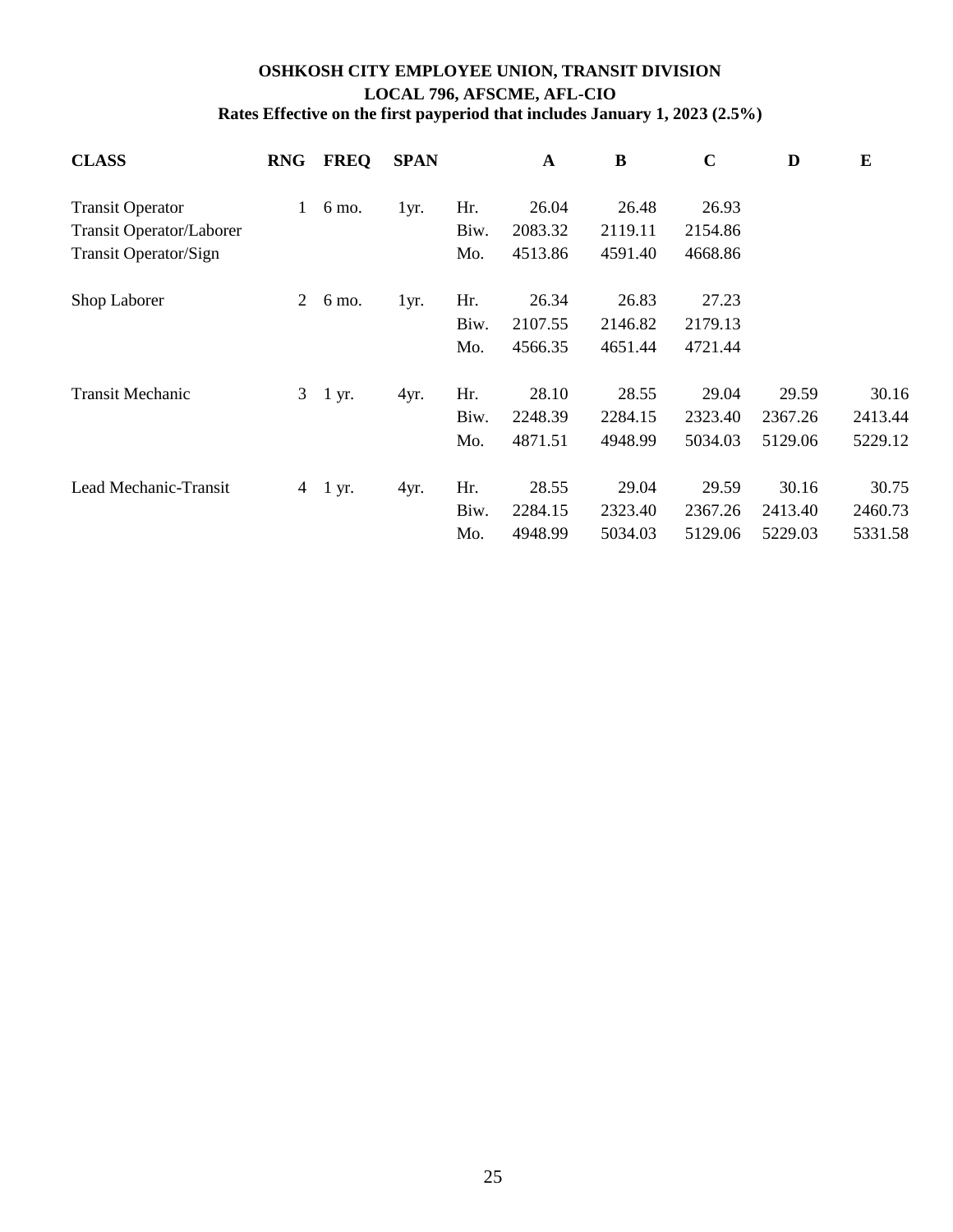**OSHKOSH CITY EMPLOYEE UNION, TRANSIT DIVISION**
**LOCAL 796, AFSCME, AFL-CIO**
**Rates Effective on the first payperiod that includes January 1, 2023 (2.5%)**

| CLASS | RNG | FREQ | SPAN | | A | B | C | D | E |
|---|---|---|---|---|---|---|---|---|---|
| Transit Operator | 1 | 6 mo. | 1yr. | Hr. | 26.04 | 26.48 | 26.93 | | |
| Transit Operator/Laborer | | | | Biw. | 2083.32 | 2119.11 | 2154.86 | | |
| Transit Operator/Sign | | | | Mo. | 4513.86 | 4591.40 | 4668.86 | | |
| Shop Laborer | 2 | 6 mo. | 1yr. | Hr. | 26.34 | 26.83 | 27.23 | | |
| | | | | Biw. | 2107.55 | 2146.82 | 2179.13 | | |
| | | | | Mo. | 4566.35 | 4651.44 | 4721.44 | | |
| Transit Mechanic | 3 | 1 yr. | 4yr. | Hr. | 28.10 | 28.55 | 29.04 | 29.59 | 30.16 |
| | | | | Biw. | 2248.39 | 2284.15 | 2323.40 | 2367.26 | 2413.44 |
| | | | | Mo. | 4871.51 | 4948.99 | 5034.03 | 5129.06 | 5229.12 |
| Lead Mechanic-Transit | 4 | 1 yr. | 4yr. | Hr. | 28.55 | 29.04 | 29.59 | 30.16 | 30.75 |
| | | | | Biw. | 2284.15 | 2323.40 | 2367.26 | 2413.40 | 2460.73 |
| | | | | Mo. | 4948.99 | 5034.03 | 5129.06 | 5229.03 | 5331.58 |